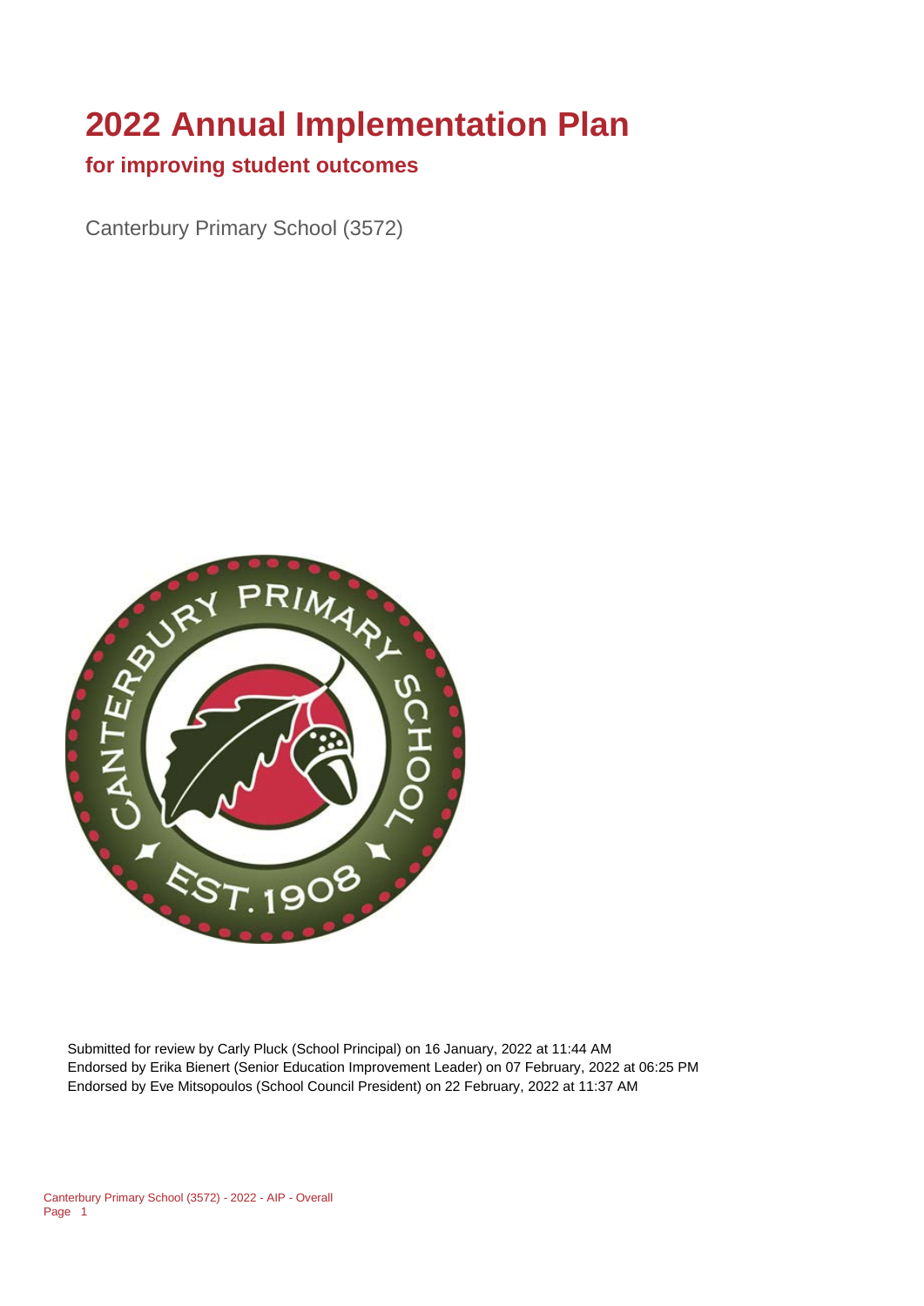# 2022 Annual Implementation Plan

## for improving student outcomes

Canterbury Primary School (3572)

Submitted for review by Carly Pluck (School Principal) on 16 January, 2022 at 11:44 AM
Endorsed by Erika Bienert (Senior Education Improvement Leader) on 07 February, 2022 at 06:25 PM
Endorsed by Eve Mitsopoulos (School Council President) on 22 February, 2022 at 11:37 AM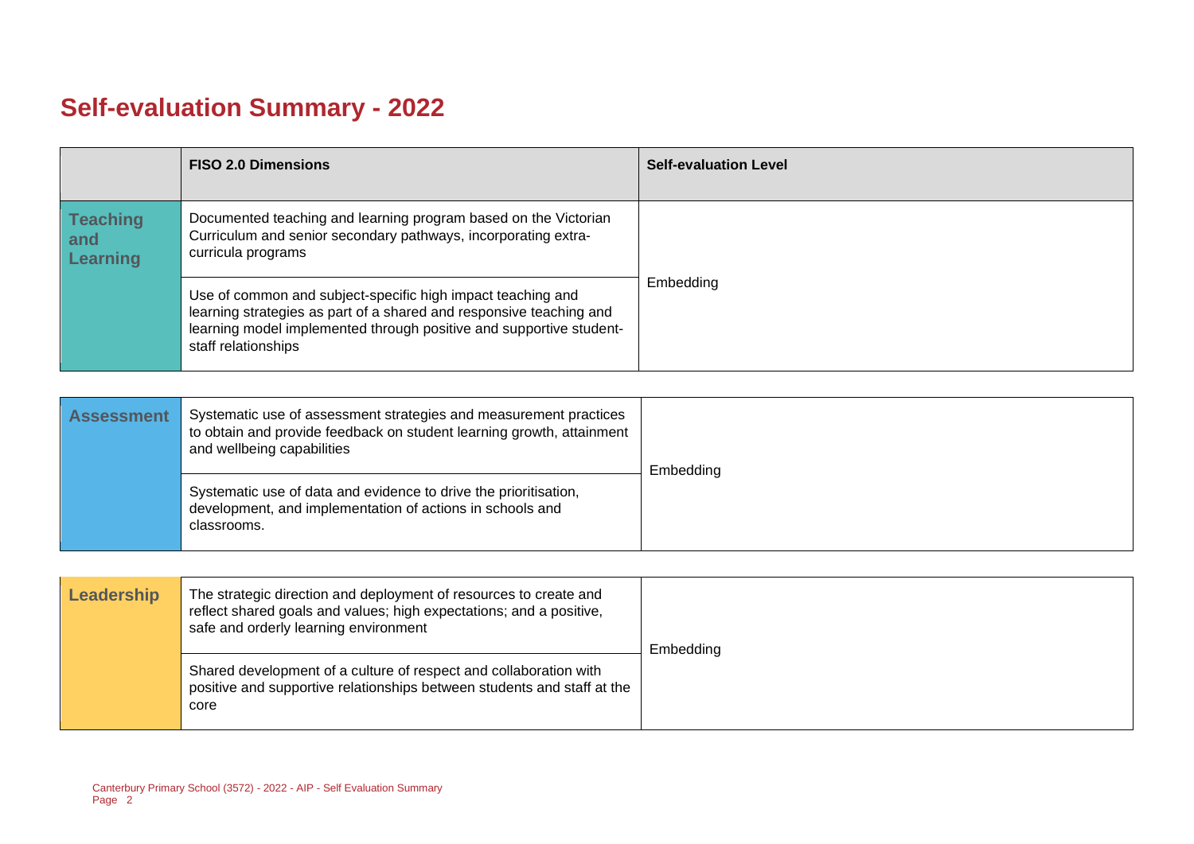# Self-evaluation Summary - 2022

| | FISO 2.0 Dimensions | Self-evaluation Level |
|---|---|---|
| **Teaching and Learning** | Documented teaching and learning program based on the Victorian Curriculum and senior secondary pathways, incorporating extra-curricula programs | Embedding |
| | Use of common and subject-specific high impact teaching and learning strategies as part of a shared and responsive teaching and learning model implemented through positive and supportive student-staff relationships | |

| | | |
|---|---|---|
| **Assessment** | Systematic use of assessment strategies and measurement practices to obtain and provide feedback on student learning growth, attainment and wellbeing capabilities | Embedding |
| | Systematic use of data and evidence to drive the prioritisation, development, and implementation of actions in schools and classrooms. | |

| | | |
|---|---|---|
| **Leadership** | The strategic direction and deployment of resources to create and reflect shared goals and values; high expectations; and a positive, safe and orderly learning environment | Embedding |
| | Shared development of a culture of respect and collaboration with positive and supportive relationships between students and staff at the core | |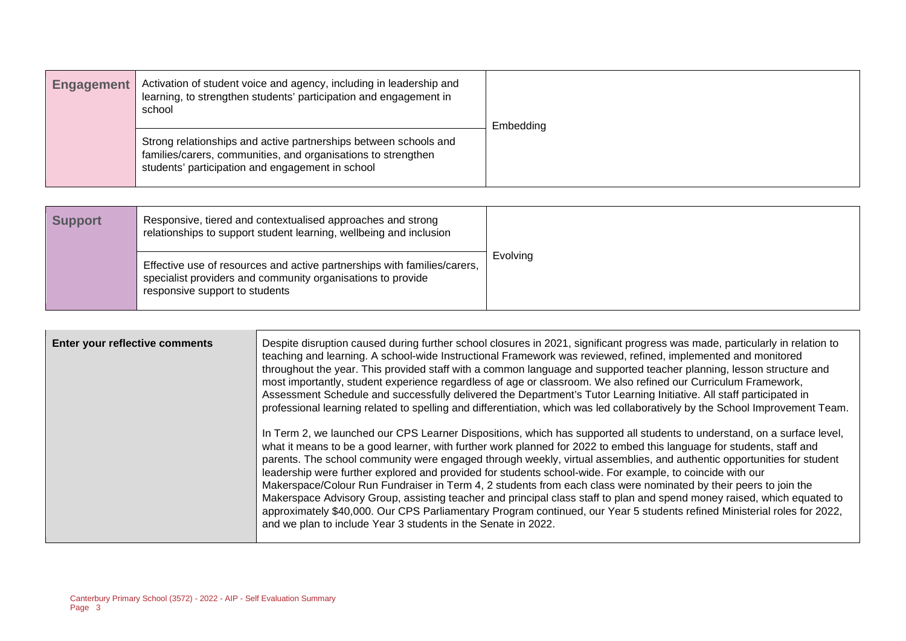| | | |
|---|---|---|
| **Engagement** | Activation of student voice and agency, including in leadership and learning, to strengthen students' participation and engagement in school | Embedding |
| | Strong relationships and active partnerships between schools and families/carers, communities, and organisations to strengthen students' participation and engagement in school | |

| | | |
|---|---|---|
| **Support** | Responsive, tiered and contextualised approaches and strong relationships to support student learning, wellbeing and inclusion | Evolving |
| | Effective use of resources and active partnerships with families/carers, specialist providers and community organisations to provide responsive support to students | |

| | |
|---|---|
| **Enter your reflective comments** | Despite disruption caused during further school closures in 2021, significant progress was made, particularly in relation to teaching and learning. A school-wide Instructional Framework was reviewed, refined, implemented and monitored throughout the year. This provided staff with a common language and supported teacher planning, lesson structure and most importantly, student experience regardless of age or classroom. We also refined our Curriculum Framework, Assessment Schedule and successfully delivered the Department's Tutor Learning Initiative. All staff participated in professional learning related to spelling and differentiation, which was led collaboratively by the School Improvement Team.<br><br>In Term 2, we launched our CPS Learner Dispositions, which has supported all students to understand, on a surface level, what it means to be a good learner, with further work planned for 2022 to embed this language for students, staff and parents. The school community were engaged through weekly, virtual assemblies, and authentic opportunities for student leadership were further explored and provided for students school-wide. For example, to coincide with our Makerspace/Colour Run Fundraiser in Term 4, 2 students from each class were nominated by their peers to join the Makerspace Advisory Group, assisting teacher and principal class staff to plan and spend money raised, which equated to approximately $40,000. Our CPS Parliamentary Program continued, our Year 5 students refined Ministerial roles for 2022, and we plan to include Year 3 students in the Senate in 2022. |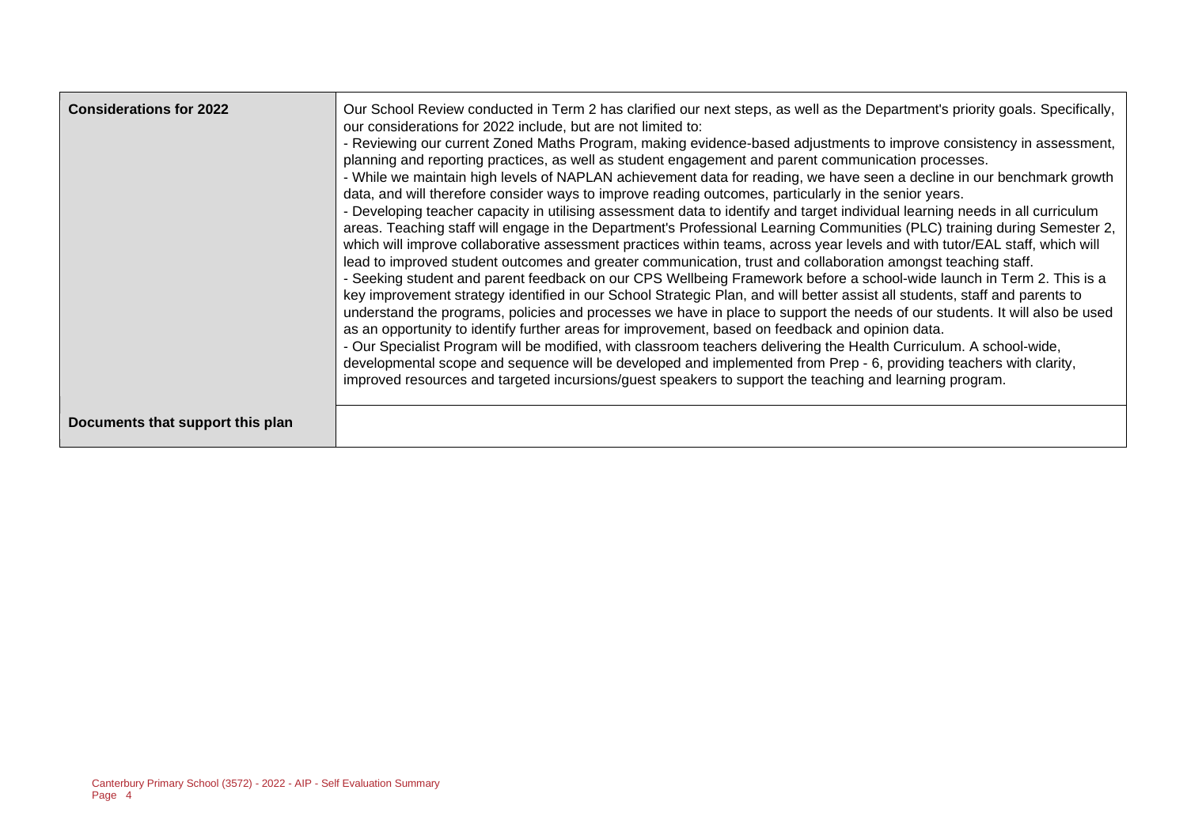| Considerations for 2022 | Our School Review conducted in Term 2 has clarified our next steps, as well as the Department's priority goals. Specifically, our considerations for 2022 include, but are not limited to:<br>- Reviewing our current Zoned Maths Program, making evidence-based adjustments to improve consistency in assessment, planning and reporting practices, as well as student engagement and parent communication processes.<br>- While we maintain high levels of NAPLAN achievement data for reading, we have seen a decline in our benchmark growth data, and will therefore consider ways to improve reading outcomes, particularly in the senior years.<br>- Developing teacher capacity in utilising assessment data to identify and target individual learning needs in all curriculum areas. Teaching staff will engage in the Department's Professional Learning Communities (PLC) training during Semester 2, which will improve collaborative assessment practices within teams, across year levels and with tutor/EAL staff, which will lead to improved student outcomes and greater communication, trust and collaboration amongst teaching staff.<br>- Seeking student and parent feedback on our CPS Wellbeing Framework before a school-wide launch in Term 2. This is a key improvement strategy identified in our School Strategic Plan, and will better assist all students, staff and parents to understand the programs, policies and processes we have in place to support the needs of our students. It will also be used as an opportunity to identify further areas for improvement, based on feedback and opinion data.<br>- Our Specialist Program will be modified, with classroom teachers delivering the Health Curriculum. A school-wide, developmental scope and sequence will be developed and implemented from Prep - 6, providing teachers with clarity, improved resources and targeted incursions/guest speakers to support the teaching and learning program. |
|---|---|
| Documents that support this plan | |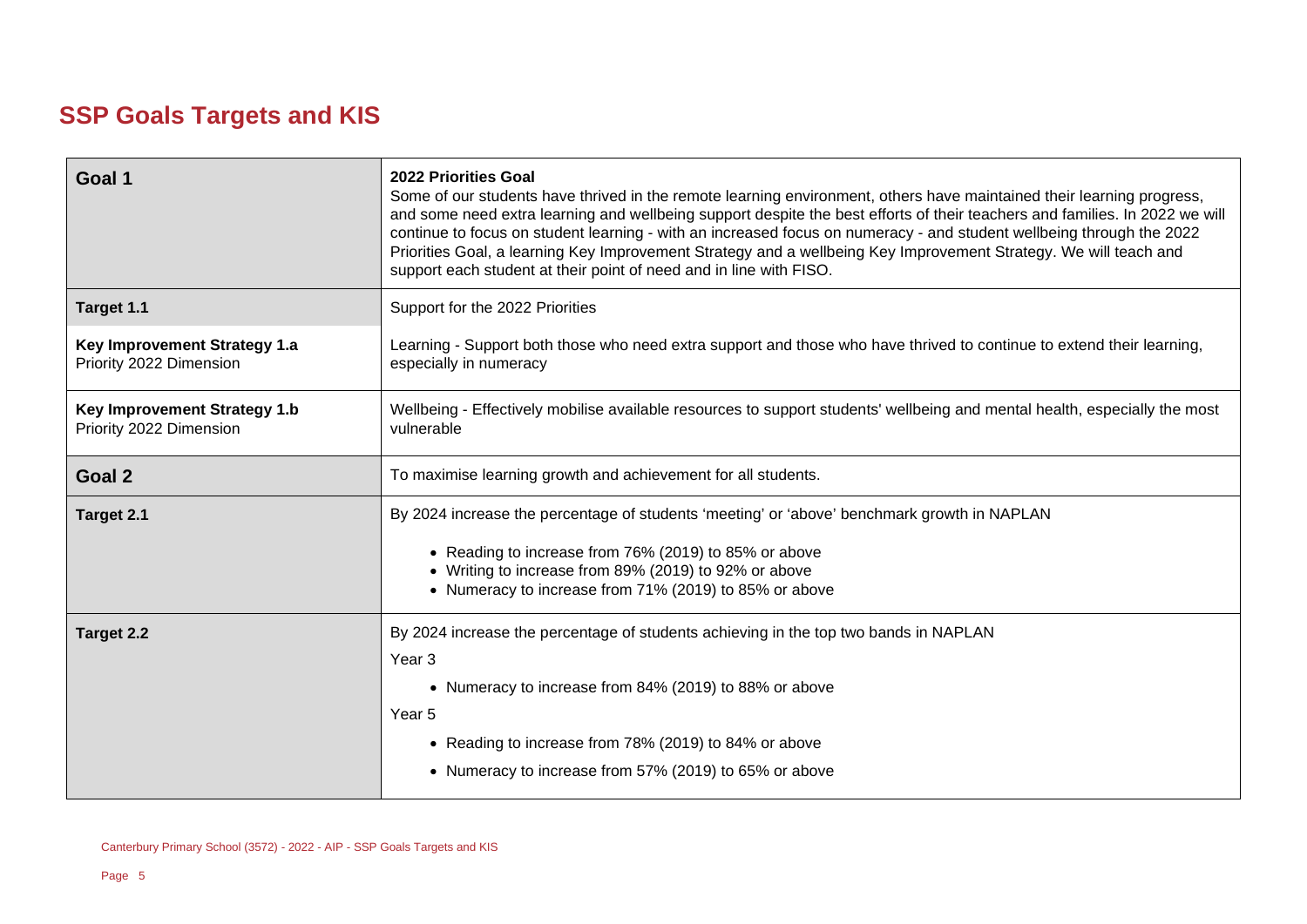## SSP Goals Targets and KIS

| | |
|---|---|
| **Goal 1** | **2022 Priorities Goal**<br>Some of our students have thrived in the remote learning environment, others have maintained their learning progress, and some need extra learning and wellbeing support despite the best efforts of their teachers and families. In 2022 we will continue to focus on student learning - with an increased focus on numeracy - and student wellbeing through the 2022 Priorities Goal, a learning Key Improvement Strategy and a wellbeing Key Improvement Strategy. We will teach and support each student at their point of need and in line with FISO. |
| **Target 1.1** | Support for the 2022 Priorities |
| **Key Improvement Strategy 1.a**<br>Priority 2022 Dimension | Learning - Support both those who need extra support and those who have thrived to continue to extend their learning, especially in numeracy |
| **Key Improvement Strategy 1.b**<br>Priority 2022 Dimension | Wellbeing - Effectively mobilise available resources to support students' wellbeing and mental health, especially the most vulnerable |
| **Goal 2** | To maximise learning growth and achievement for all students. |
| **Target 2.1** | By 2024 increase the percentage of students 'meeting' or 'above' benchmark growth in NAPLAN<br>• Reading to increase from 76% (2019) to 85% or above<br>• Writing to increase from 89% (2019) to 92% or above<br>• Numeracy to increase from 71% (2019) to 85% or above |
| **Target 2.2** | By 2024 increase the percentage of students achieving in the top two bands in NAPLAN<br>Year 3<br>• Numeracy to increase from 84% (2019) to 88% or above<br>Year 5<br>• Reading to increase from 78% (2019) to 84% or above<br>• Numeracy to increase from 57% (2019) to 65% or above |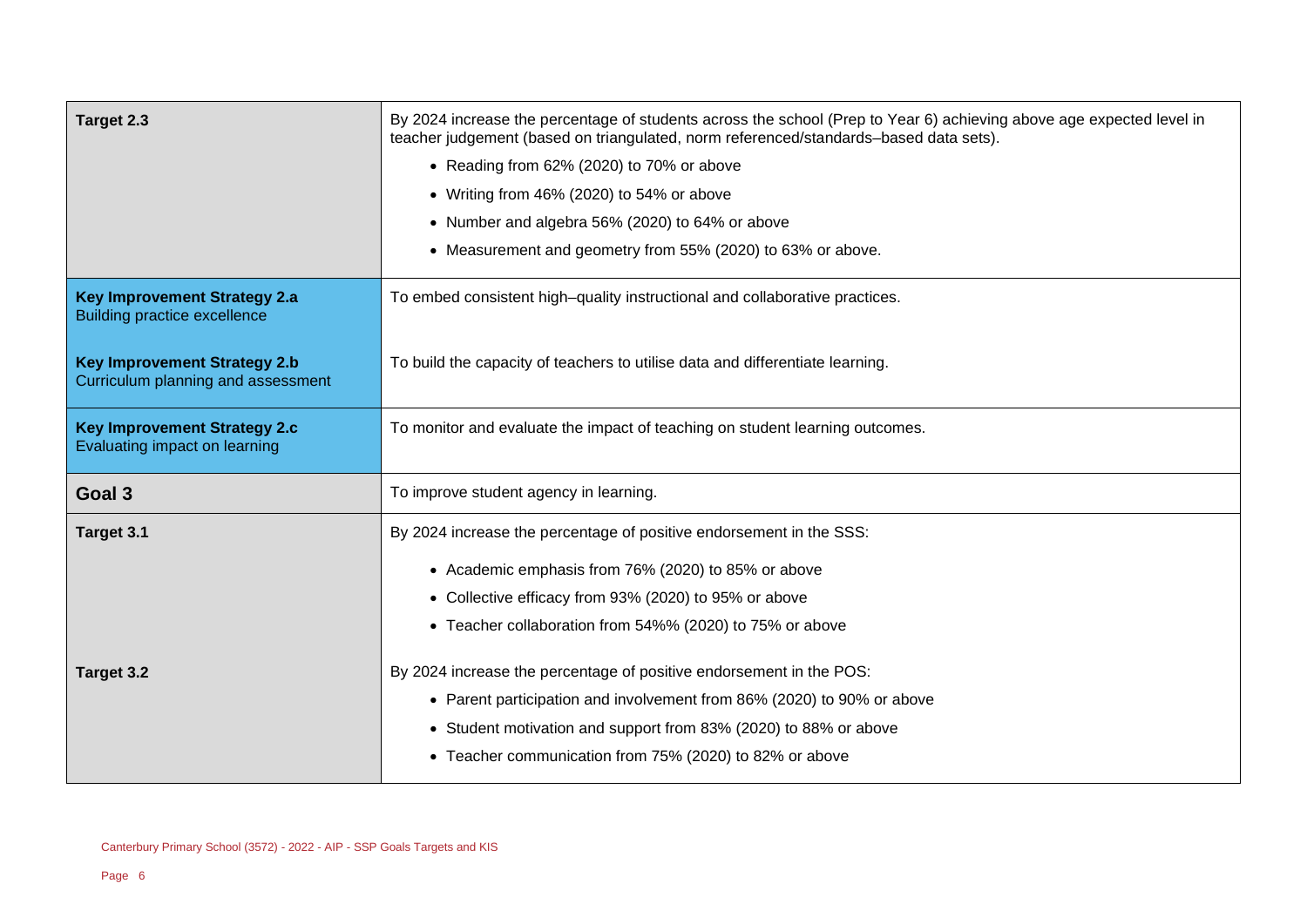| | |
|---|---|
| **Target 2.3** | By 2024 increase the percentage of students across the school (Prep to Year 6) achieving above age expected level in teacher judgement (based on triangulated, norm referenced/standards–based data sets).<br>• Reading from 62% (2020) to 70% or above<br>• Writing from 46% (2020) to 54% or above<br>• Number and algebra 56% (2020) to 64% or above<br>• Measurement and geometry from 55% (2020) to 63% or above. |
| **Key Improvement Strategy 2.a**<br>Building practice excellence | To embed consistent high–quality instructional and collaborative practices. |
| **Key Improvement Strategy 2.b**<br>Curriculum planning and assessment | To build the capacity of teachers to utilise data and differentiate learning. |
| **Key Improvement Strategy 2.c**<br>Evaluating impact on learning | To monitor and evaluate the impact of teaching on student learning outcomes. |
| **Goal 3** | To improve student agency in learning. |
| **Target 3.1** | By 2024 increase the percentage of positive endorsement in the SSS:<br>• Academic emphasis from 76% (2020) to 85% or above<br>• Collective efficacy from 93% (2020) to 95% or above<br>• Teacher collaboration from 54%% (2020) to 75% or above |
| **Target 3.2** | By 2024 increase the percentage of positive endorsement in the POS:<br>• Parent participation and involvement from 86% (2020) to 90% or above<br>• Student motivation and support from 83% (2020) to 88% or above<br>• Teacher communication from 75% (2020) to 82% or above |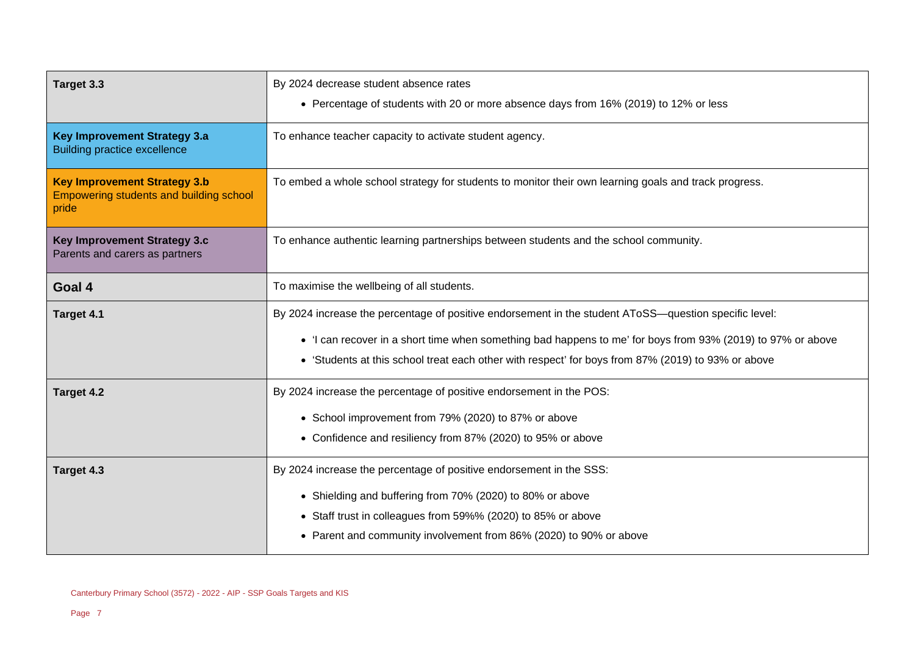| | |
|---|---|
| **Target 3.3** | By 2024 decrease student absence rates<br>• Percentage of students with 20 or more absence days from 16% (2019) to 12% or less |
| **Key Improvement Strategy 3.a**<br>Building practice excellence | To enhance teacher capacity to activate student agency. |
| **Key Improvement Strategy 3.b**<br>Empowering students and building school pride | To embed a whole school strategy for students to monitor their own learning goals and track progress. |
| **Key Improvement Strategy 3.c**<br>Parents and carers as partners | To enhance authentic learning partnerships between students and the school community. |
| **Goal 4** | To maximise the wellbeing of all students. |
| **Target 4.1** | By 2024 increase the percentage of positive endorsement in the student AToSS—question specific level:<br>• 'I can recover in a short time when something bad happens to me' for boys from 93% (2019) to 97% or above<br>• 'Students at this school treat each other with respect' for boys from 87% (2019) to 93% or above |
| **Target 4.2** | By 2024 increase the percentage of positive endorsement in the POS:<br>• School improvement from 79% (2020) to 87% or above<br>• Confidence and resiliency from 87% (2020) to 95% or above |
| **Target 4.3** | By 2024 increase the percentage of positive endorsement in the SSS:<br>• Shielding and buffering from 70% (2020) to 80% or above<br>• Staff trust in colleagues from 59%% (2020) to 85% or above<br>• Parent and community involvement from 86% (2020) to 90% or above |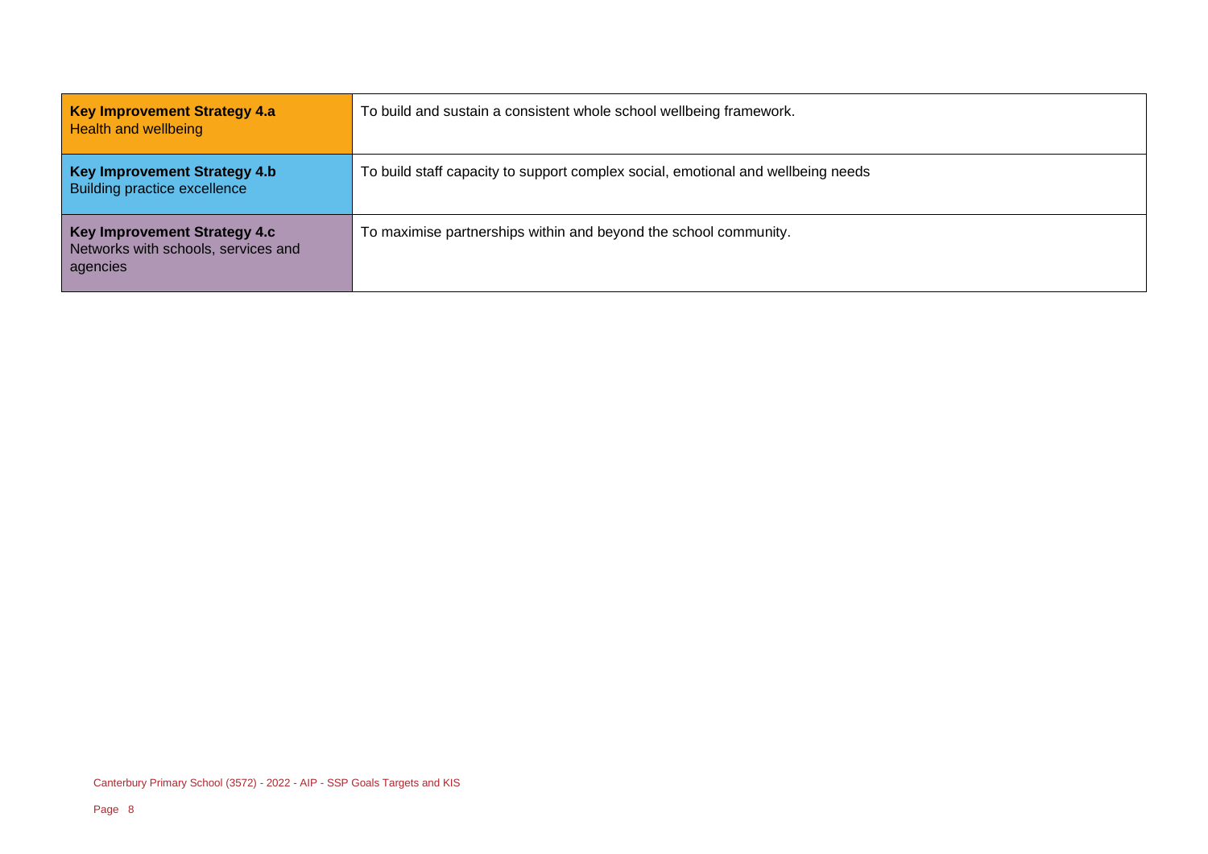| | |
|---|---|
| **Key Improvement Strategy 4.a** Health and wellbeing | To build and sustain a consistent whole school wellbeing framework. |
| **Key Improvement Strategy 4.b** Building practice excellence | To build staff capacity to support complex social, emotional and wellbeing needs |
| **Key Improvement Strategy 4.c** Networks with schools, services and agencies | To maximise partnerships within and beyond the school community. |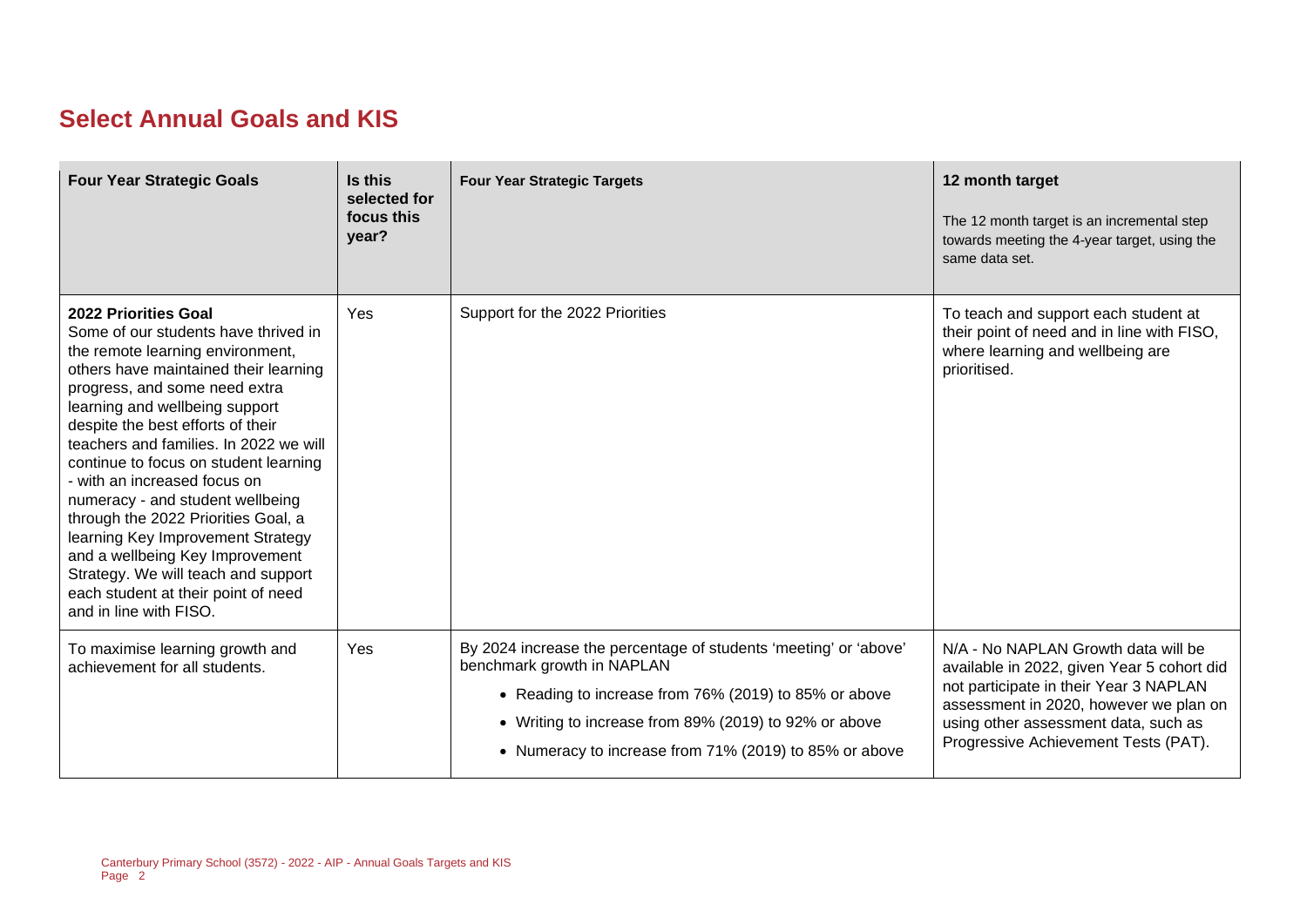## Select Annual Goals and KIS

| Four Year Strategic Goals | Is this selected for focus this year? | Four Year Strategic Targets | 12 month target<br>The 12 month target is an incremental step towards meeting the 4-year target, using the same data set. |
|---|---|---|---|
| **2022 Priorities Goal**<br>Some of our students have thrived in the remote learning environment, others have maintained their learning progress, and some need extra learning and wellbeing support despite the best efforts of their teachers and families. In 2022 we will continue to focus on student learning - with an increased focus on numeracy - and student wellbeing through the 2022 Priorities Goal, a learning Key Improvement Strategy and a wellbeing Key Improvement Strategy. We will teach and support each student at their point of need and in line with FISO. | Yes | Support for the 2022 Priorities | To teach and support each student at their point of need and in line with FISO, where learning and wellbeing are prioritised. |
| To maximise learning growth and achievement for all students. | Yes | By 2024 increase the percentage of students 'meeting' or 'above' benchmark growth in NAPLAN<br>• Reading to increase from 76% (2019) to 85% or above<br>• Writing to increase from 89% (2019) to 92% or above<br>• Numeracy to increase from 71% (2019) to 85% or above | N/A - No NAPLAN Growth data will be available in 2022, given Year 5 cohort did not participate in their Year 3 NAPLAN assessment in 2020, however we plan on using other assessment data, such as Progressive Achievement Tests (PAT). |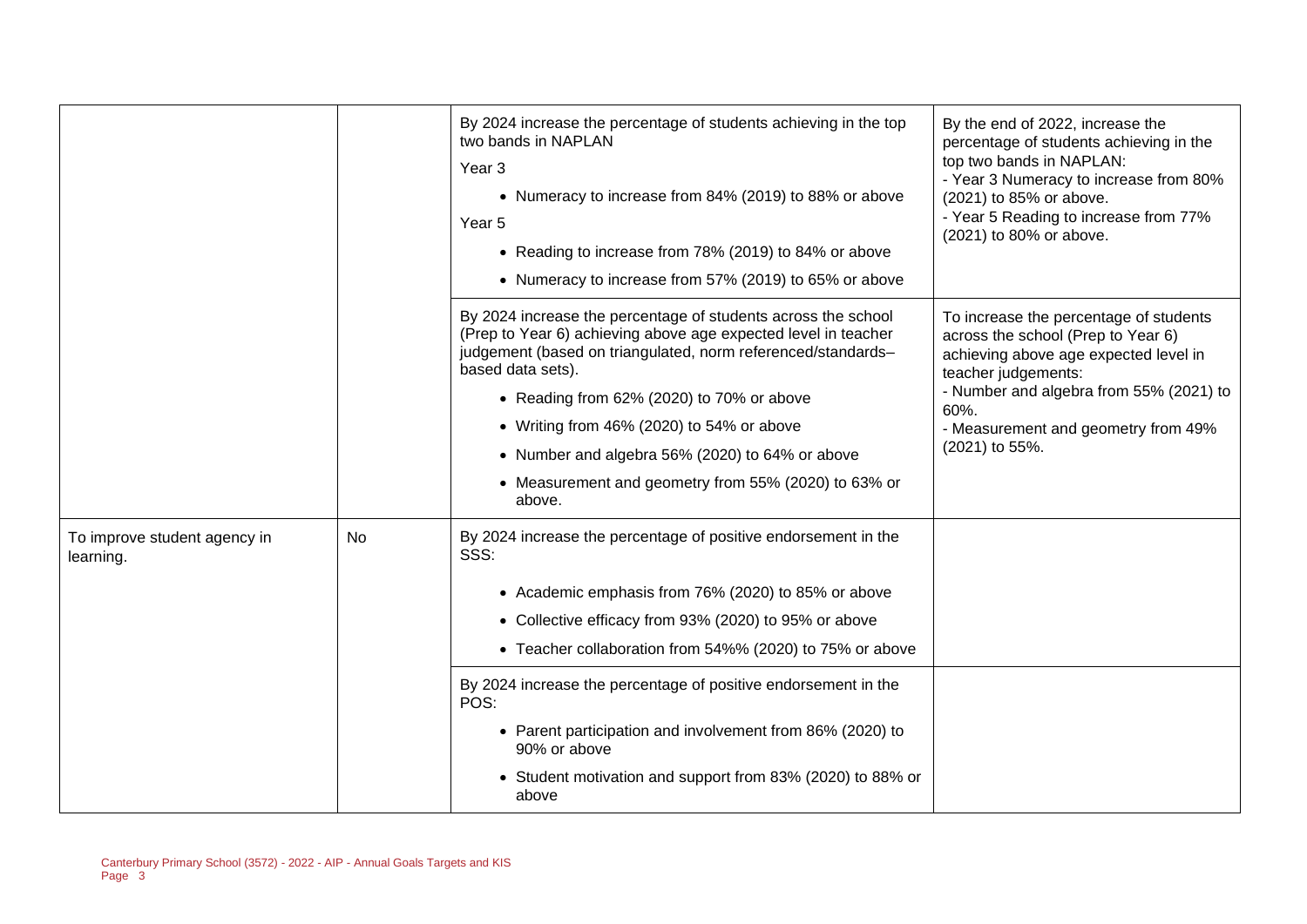| | | | |
|---|---|---|---|
| | | By 2024 increase the percentage of students achieving in the top two bands in NAPLAN<br>Year 3<br>• Numeracy to increase from 84% (2019) to 88% or above<br>Year 5<br>• Reading to increase from 78% (2019) to 84% or above<br>• Numeracy to increase from 57% (2019) to 65% or above | By the end of 2022, increase the percentage of students achieving in the top two bands in NAPLAN:<br>- Year 3 Numeracy to increase from 80% (2021) to 85% or above.<br>- Year 5 Reading to increase from 77% (2021) to 80% or above. |
| | | By 2024 increase the percentage of students across the school (Prep to Year 6) achieving above age expected level in teacher judgement (based on triangulated, norm referenced/standards–based data sets).<br>• Reading from 62% (2020) to 70% or above<br>• Writing from 46% (2020) to 54% or above<br>• Number and algebra 56% (2020) to 64% or above<br>• Measurement and geometry from 55% (2020) to 63% or above. | To increase the percentage of students across the school (Prep to Year 6) achieving above age expected level in teacher judgements:<br>- Number and algebra from 55% (2021) to 60%.<br>- Measurement and geometry from 49% (2021) to 55%. |
| To improve student agency in learning. | No | By 2024 increase the percentage of positive endorsement in the SSS:<br>• Academic emphasis from 76% (2020) to 85% or above<br>• Collective efficacy from 93% (2020) to 95% or above<br>• Teacher collaboration from 54%% (2020) to 75% or above | |
| | | By 2024 increase the percentage of positive endorsement in the POS:<br>• Parent participation and involvement from 86% (2020) to 90% or above<br>• Student motivation and support from 83% (2020) to 88% or above | |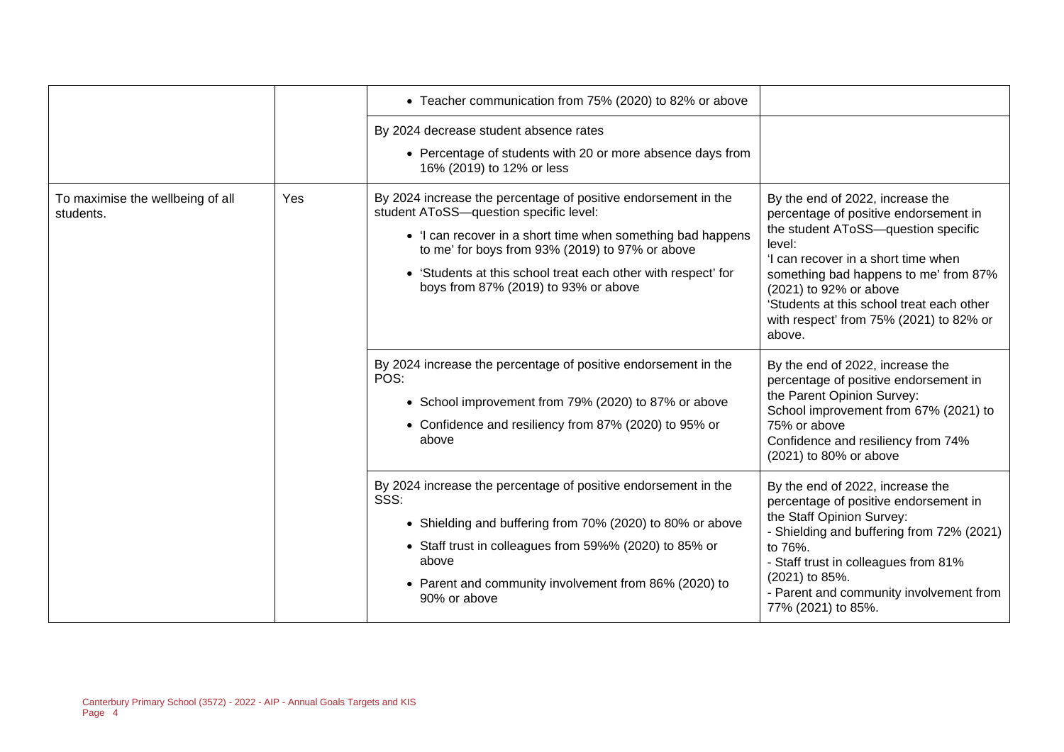| | | | |
|---|---|---|---|
| | | • Teacher communication from 75% (2020) to 82% or above | |
| | | By 2024 decrease student absence rates<br>• Percentage of students with 20 or more absence days from 16% (2019) to 12% or less | |
| To maximise the wellbeing of all students. | Yes | By 2024 increase the percentage of positive endorsement in the student AToSS—question specific level:<br>• 'I can recover in a short time when something bad happens to me' for boys from 93% (2019) to 97% or above<br>• 'Students at this school treat each other with respect' for boys from 87% (2019) to 93% or above | By the end of 2022, increase the percentage of positive endorsement in the student AToSS—question specific level:<br>'I can recover in a short time when something bad happens to me' from 87% (2021) to 92% or above<br>'Students at this school treat each other with respect' from 75% (2021) to 82% or above. |
| | | By 2024 increase the percentage of positive endorsement in the POS:<br>• School improvement from 79% (2020) to 87% or above<br>• Confidence and resiliency from 87% (2020) to 95% or above | By the end of 2022, increase the percentage of positive endorsement in the Parent Opinion Survey:<br>School improvement from 67% (2021) to 75% or above<br>Confidence and resiliency from 74% (2021) to 80% or above |
| | | By 2024 increase the percentage of positive endorsement in the SSS:<br>• Shielding and buffering from 70% (2020) to 80% or above<br>• Staff trust in colleagues from 59%% (2020) to 85% or above<br>• Parent and community involvement from 86% (2020) to 90% or above | By the end of 2022, increase the percentage of positive endorsement in the Staff Opinion Survey:<br>- Shielding and buffering from 72% (2021) to 76%.<br>- Staff trust in colleagues from 81% (2021) to 85%.<br>- Parent and community involvement from 77% (2021) to 85%. |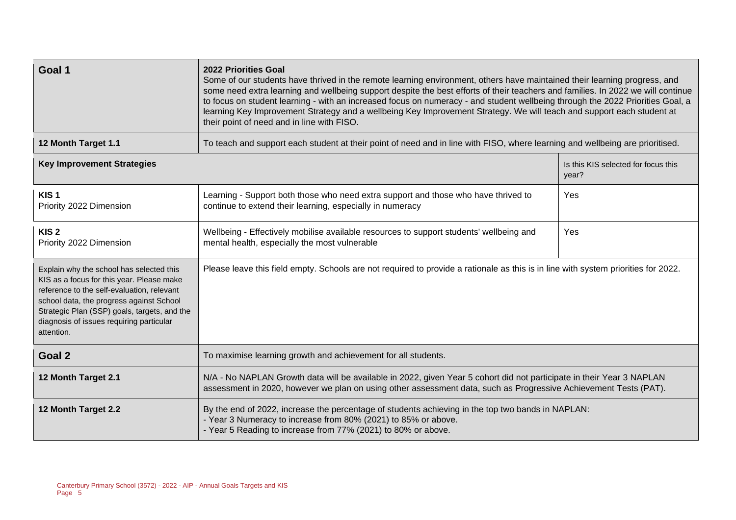| Goal 1 | 2022 Priorities Goal<br>Some of our students have thrived in the remote learning environment, others have maintained their learning progress, and some need extra learning and wellbeing support despite the best efforts of their teachers and families. In 2022 we will continue to focus on student learning - with an increased focus on numeracy - and student wellbeing through the 2022 Priorities Goal, a learning Key Improvement Strategy and a wellbeing Key Improvement Strategy. We will teach and support each student at their point of need and in line with FISO. | |
|---|---|---|
| **12 Month Target 1.1** | To teach and support each student at their point of need and in line with FISO, where learning and wellbeing are prioritised. | |
| **Key Improvement Strategies** | | Is this KIS selected for focus this year? |
| **KIS 1**<br>Priority 2022 Dimension | Learning - Support both those who need extra support and those who have thrived to continue to extend their learning, especially in numeracy | Yes |
| **KIS 2**<br>Priority 2022 Dimension | Wellbeing - Effectively mobilise available resources to support students' wellbeing and mental health, especially the most vulnerable | Yes |
| Explain why the school has selected this KIS as a focus for this year. Please make reference to the self-evaluation, relevant school data, the progress against School Strategic Plan (SSP) goals, targets, and the diagnosis of issues requiring particular attention. | Please leave this field empty. Schools are not required to provide a rationale as this is in line with system priorities for 2022. | |
| **Goal 2** | To maximise learning growth and achievement for all students. | |
| **12 Month Target 2.1** | N/A - No NAPLAN Growth data will be available in 2022, given Year 5 cohort did not participate in their Year 3 NAPLAN assessment in 2020, however we plan on using other assessment data, such as Progressive Achievement Tests (PAT). | |
| **12 Month Target 2.2** | By the end of 2022, increase the percentage of students achieving in the top two bands in NAPLAN:<br>- Year 3 Numeracy to increase from 80% (2021) to 85% or above.<br>- Year 5 Reading to increase from 77% (2021) to 80% or above. | |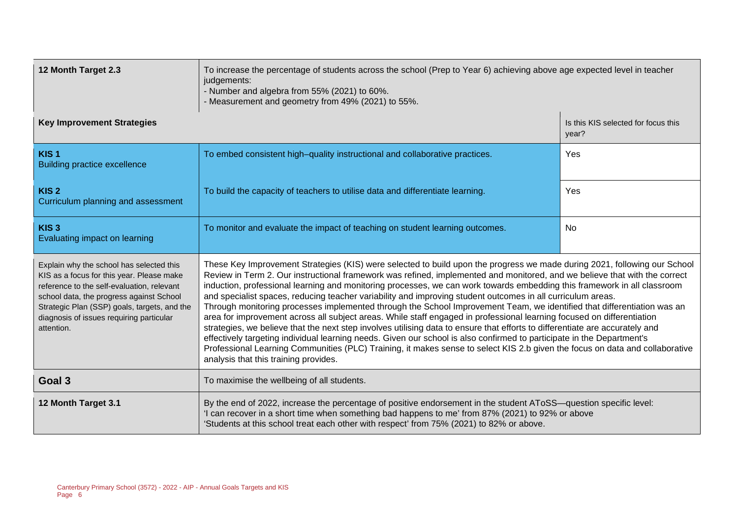| 12 Month Target 2.3 | To increase the percentage of students across the school (Prep to Year 6) achieving above age expected level in teacher judgements:<br>- Number and algebra from 55% (2021) to 60%.<br>- Measurement and geometry from 49% (2021) to 55%. | |
|---|---|---|
| **Key Improvement Strategies** | | Is this KIS selected for focus this year? |
| **KIS 1**<br>Building practice excellence | To embed consistent high–quality instructional and collaborative practices. | Yes |
| **KIS 2**<br>Curriculum planning and assessment | To build the capacity of teachers to utilise data and differentiate learning. | Yes |
| **KIS 3**<br>Evaluating impact on learning | To monitor and evaluate the impact of teaching on student learning outcomes. | No |
| Explain why the school has selected this KIS as a focus for this year. Please make reference to the self-evaluation, relevant school data, the progress against School Strategic Plan (SSP) goals, targets, and the diagnosis of issues requiring particular attention. | These Key Improvement Strategies (KIS) were selected to build upon the progress we made during 2021, following our School Review in Term 2. Our instructional framework was refined, implemented and monitored, and we believe that with the correct induction, professional learning and monitoring processes, we can work towards embedding this framework in all classroom and specialist spaces, reducing teacher variability and improving student outcomes in all curriculum areas.<br>Through monitoring processes implemented through the School Improvement Team, we identified that differentiation was an area for improvement across all subject areas. While staff engaged in professional learning focused on differentiation strategies, we believe that the next step involves utilising data to ensure that efforts to differentiate are accurately and effectively targeting individual learning needs. Given our school is also confirmed to participate in the Department's Professional Learning Communities (PLC) Training, it makes sense to select KIS 2.b given the focus on data and collaborative analysis that this training provides. | |
| **Goal 3** | To maximise the wellbeing of all students. | |
| **12 Month Target 3.1** | By the end of 2022, increase the percentage of positive endorsement in the student AToSS—question specific level:<br>'I can recover in a short time when something bad happens to me' from 87% (2021) to 92% or above<br>'Students at this school treat each other with respect' from 75% (2021) to 82% or above. | |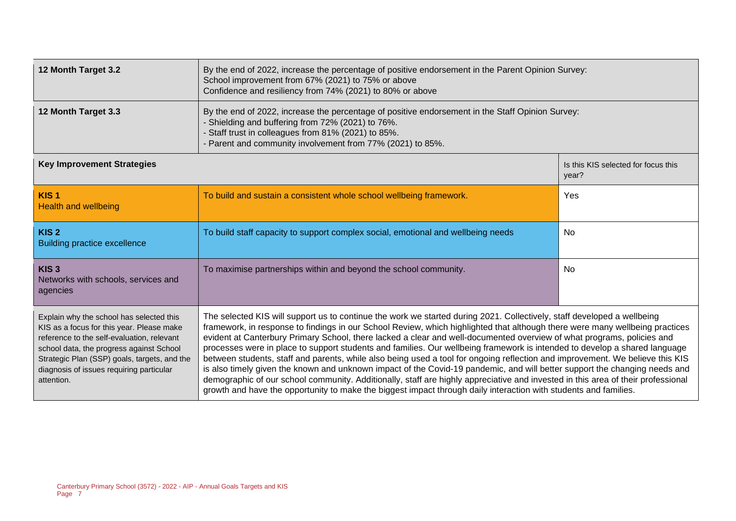| 12 Month Target 3.2 | By the end of 2022, increase the percentage of positive endorsement in the Parent Opinion Survey:<br>School improvement from 67% (2021) to 75% or above<br>Confidence and resiliency from 74% (2021) to 80% or above | |
|---|---|---|
| **12 Month Target 3.3** | By the end of 2022, increase the percentage of positive endorsement in the Staff Opinion Survey:<br>- Shielding and buffering from 72% (2021) to 76%.<br>- Staff trust in colleagues from 81% (2021) to 85%.<br>- Parent and community involvement from 77% (2021) to 85%. | |
| **Key Improvement Strategies** | | Is this KIS selected for focus this year? |
| **KIS 1**<br>Health and wellbeing | To build and sustain a consistent whole school wellbeing framework. | Yes |
| **KIS 2**<br>Building practice excellence | To build staff capacity to support complex social, emotional and wellbeing needs | No |
| **KIS 3**<br>Networks with schools, services and agencies | To maximise partnerships within and beyond the school community. | No |
| Explain why the school has selected this KIS as a focus for this year. Please make reference to the self-evaluation, relevant school data, the progress against School Strategic Plan (SSP) goals, targets, and the diagnosis of issues requiring particular attention. | The selected KIS will support us to continue the work we started during 2021. Collectively, staff developed a wellbeing framework, in response to findings in our School Review, which highlighted that although there were many wellbeing practices evident at Canterbury Primary School, there lacked a clear and well-documented overview of what programs, policies and processes were in place to support students and families. Our wellbeing framework is intended to develop a shared language between students, staff and parents, while also being used a tool for ongoing reflection and improvement. We believe this KIS is also timely given the known and unknown impact of the Covid-19 pandemic, and will better support the changing needs and demographic of our school community. Additionally, staff are highly appreciative and invested in this area of their professional growth and have the opportunity to make the biggest impact through daily interaction with students and families. | |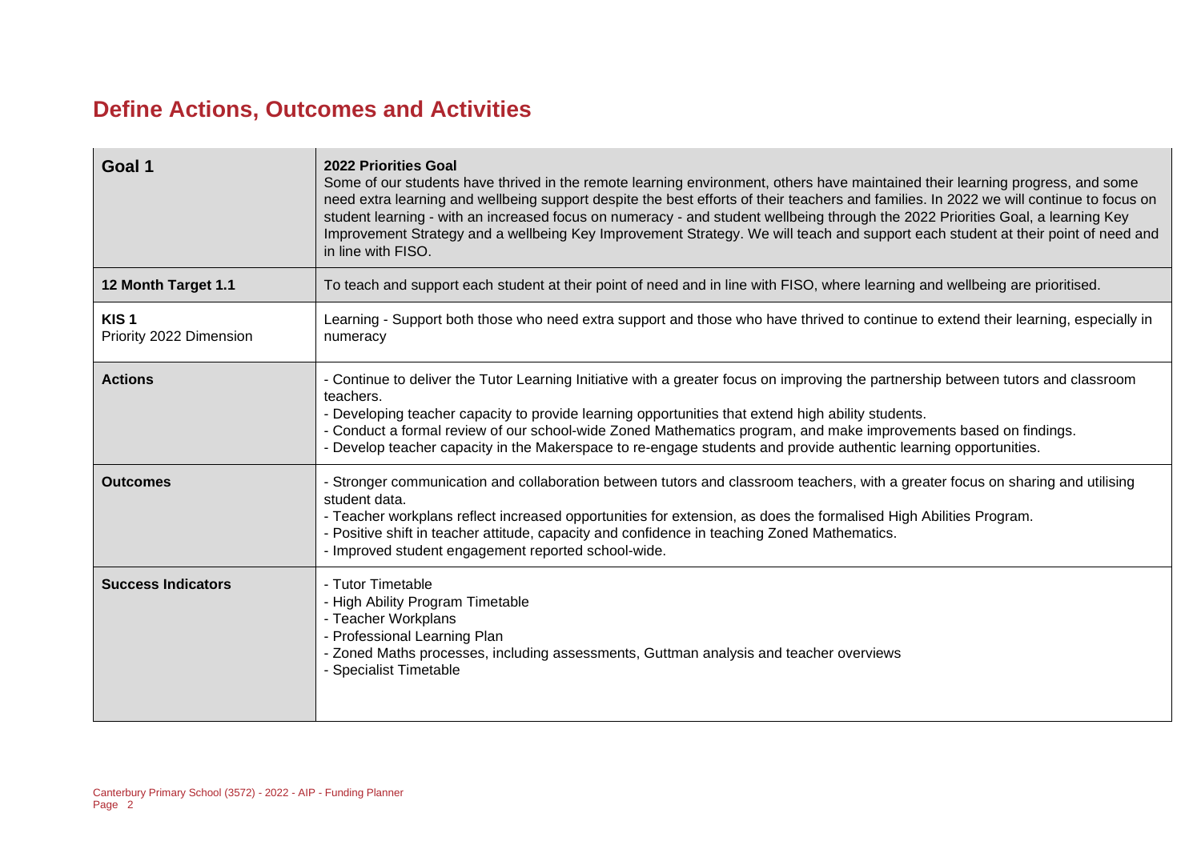## Define Actions, Outcomes and Activities

| Goal 1 | 2022 Priorities Goal<br>Some of our students have thrived in the remote learning environment, others have maintained their learning progress, and some need extra learning and wellbeing support despite the best efforts of their teachers and families. In 2022 we will continue to focus on student learning - with an increased focus on numeracy - and student wellbeing through the 2022 Priorities Goal, a learning Key Improvement Strategy and a wellbeing Key Improvement Strategy. We will teach and support each student at their point of need and in line with FISO. |
|---|---|
| **12 Month Target 1.1** | To teach and support each student at their point of need and in line with FISO, where learning and wellbeing are prioritised. |
| **KIS 1**<br>Priority 2022 Dimension | Learning - Support both those who need extra support and those who have thrived to continue to extend their learning, especially in numeracy |
| **Actions** | - Continue to deliver the Tutor Learning Initiative with a greater focus on improving the partnership between tutors and classroom teachers.<br>- Developing teacher capacity to provide learning opportunities that extend high ability students.<br>- Conduct a formal review of our school-wide Zoned Mathematics program, and make improvements based on findings.<br>- Develop teacher capacity in the Makerspace to re-engage students and provide authentic learning opportunities. |
| **Outcomes** | - Stronger communication and collaboration between tutors and classroom teachers, with a greater focus on sharing and utilising student data.<br>- Teacher workplans reflect increased opportunities for extension, as does the formalised High Abilities Program.<br>- Positive shift in teacher attitude, capacity and confidence in teaching Zoned Mathematics.<br>- Improved student engagement reported school-wide. |
| **Success Indicators** | - Tutor Timetable<br>- High Ability Program Timetable<br>- Teacher Workplans<br>- Professional Learning Plan<br>- Zoned Maths processes, including assessments, Guttman analysis and teacher overviews<br>- Specialist Timetable |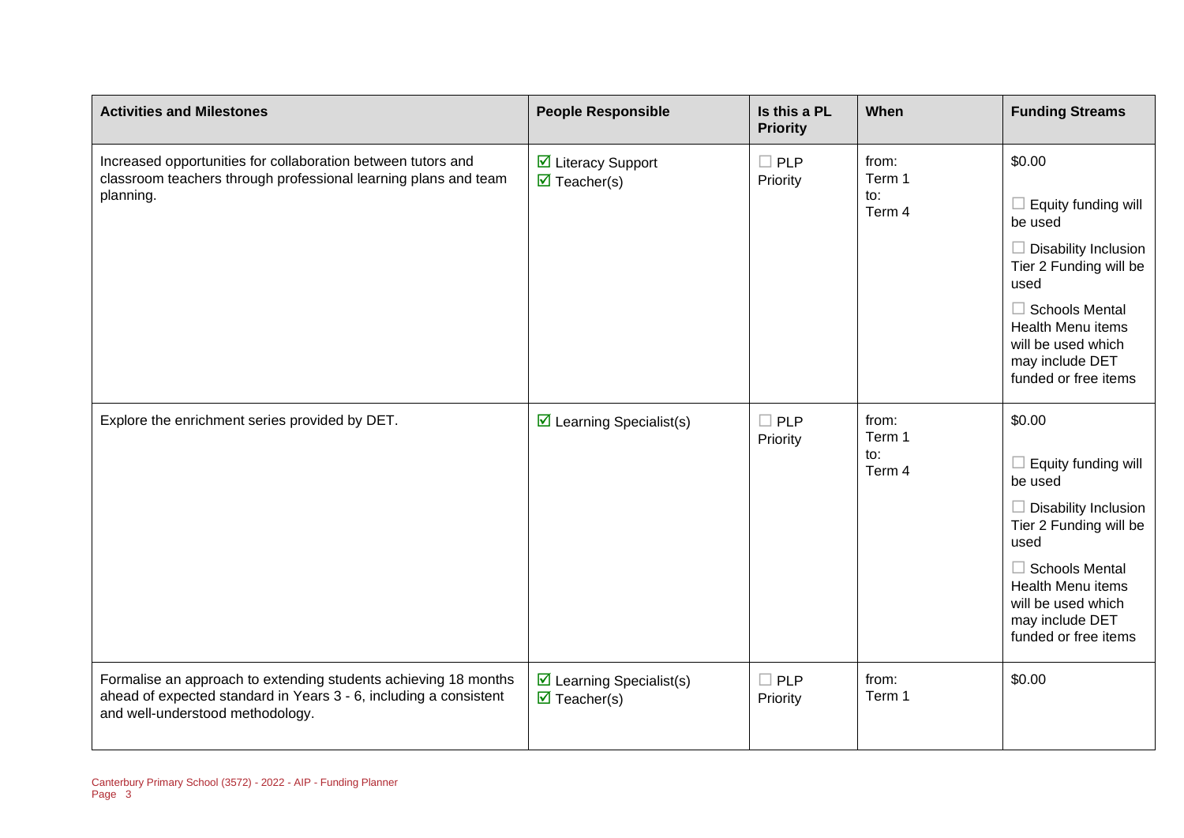| Activities and Milestones | People Responsible | Is this a PL Priority | When | Funding Streams |
|---|---|---|---|---|
| Increased opportunities for collaboration between tutors and classroom teachers through professional learning plans and team planning. | ☑ Literacy Support<br>☑ Teacher(s) | ☐ PLP Priority | from:<br>Term 1<br>to:<br>Term 4 | $0.00<br><br>☐ Equity funding will be used<br><br>☐ Disability Inclusion Tier 2 Funding will be used<br><br>☐ Schools Mental Health Menu items will be used which may include DET funded or free items |
| Explore the enrichment series provided by DET. | ☑ Learning Specialist(s) | ☐ PLP Priority | from:<br>Term 1<br>to:<br>Term 4 | $0.00<br><br>☐ Equity funding will be used<br><br>☐ Disability Inclusion Tier 2 Funding will be used<br><br>☐ Schools Mental Health Menu items will be used which may include DET funded or free items |
| Formalise an approach to extending students achieving 18 months ahead of expected standard in Years 3 - 6, including a consistent and well-understood methodology. | ☑ Learning Specialist(s)<br>☑ Teacher(s) | ☐ PLP Priority | from:<br>Term 1 | $0.00 |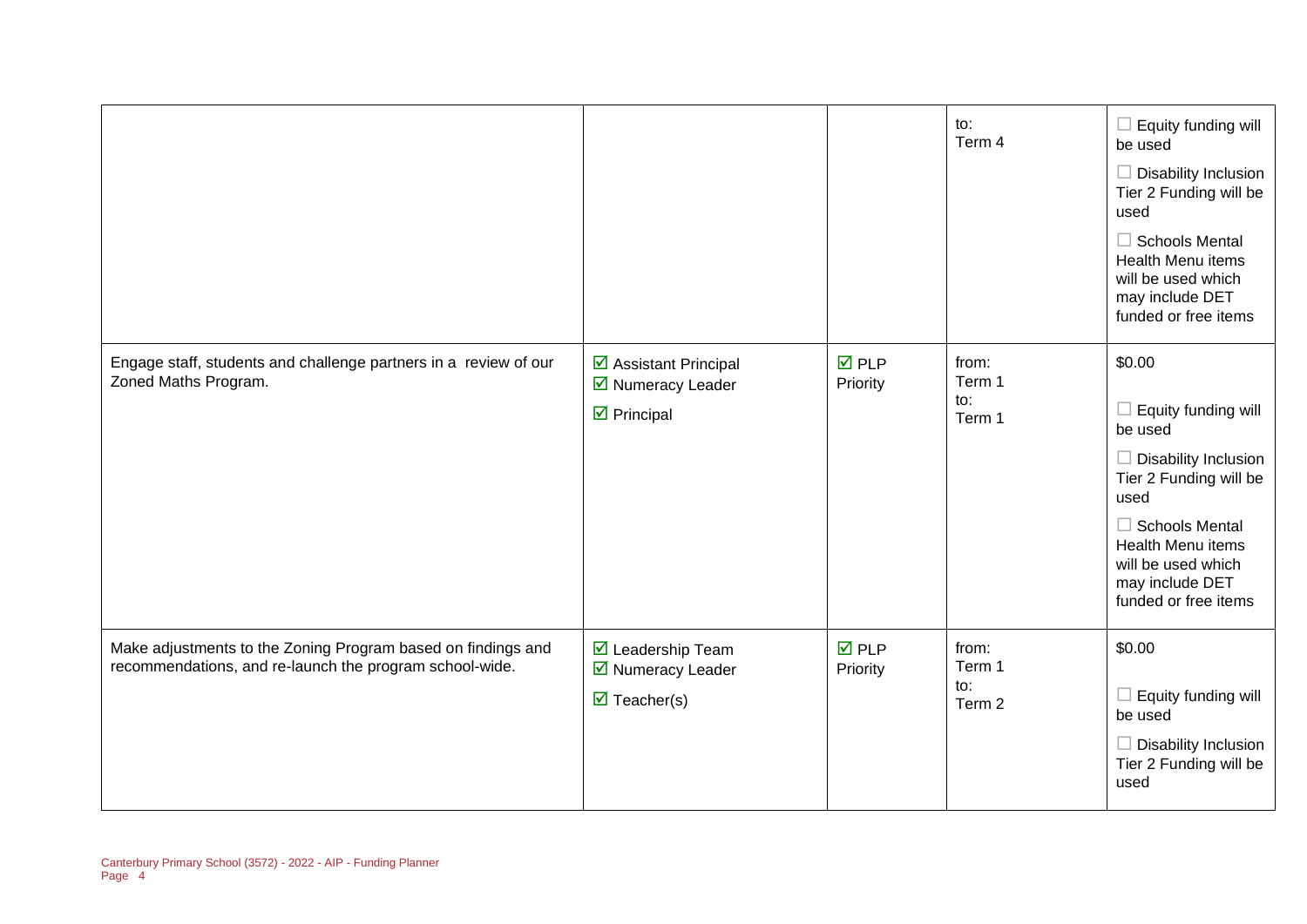| | | | | |
|---|---|---|---|---|
| | | | to:<br>Term 4 | ☐ Equity funding will be used<br>☐ Disability Inclusion Tier 2 Funding will be used<br>☐ Schools Mental Health Menu items will be used which may include DET funded or free items |
| Engage staff, students and challenge partners in a review of our Zoned Maths Program. | ☑ Assistant Principal<br>☑ Numeracy Leader<br>☑ Principal | ☑ PLP Priority | from:<br>Term 1<br>to:<br>Term 1 | $0.00<br>☐ Equity funding will be used<br>☐ Disability Inclusion Tier 2 Funding will be used<br>☐ Schools Mental Health Menu items will be used which may include DET funded or free items |
| Make adjustments to the Zoning Program based on findings and recommendations, and re-launch the program school-wide. | ☑ Leadership Team<br>☑ Numeracy Leader<br>☑ Teacher(s) | ☑ PLP Priority | from:<br>Term 1<br>to:<br>Term 2 | $0.00<br>☐ Equity funding will be used<br>☐ Disability Inclusion Tier 2 Funding will be used |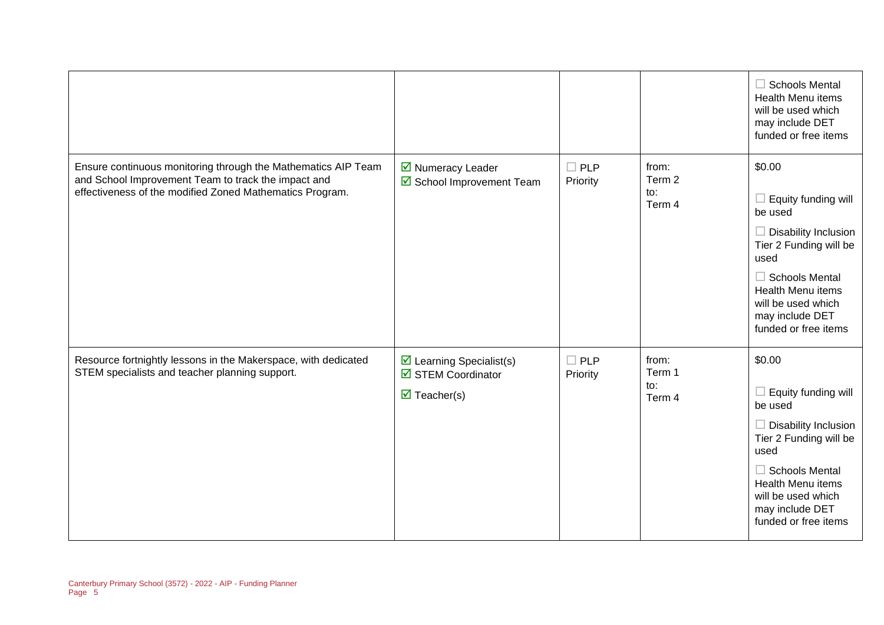| | | | | |
|---|---|---|---|---|
| | | | | ☐ Schools Mental Health Menu items will be used which may include DET funded or free items |
| Ensure continuous monitoring through the Mathematics AIP Team and School Improvement Team to track the impact and effectiveness of the modified Zoned Mathematics Program. | ☑ Numeracy Leader<br>☑ School Improvement Team | ☐ PLP Priority | from:<br>Term 2<br>to:<br>Term 4 | $0.00<br>☐ Equity funding will be used<br>☐ Disability Inclusion Tier 2 Funding will be used<br>☐ Schools Mental Health Menu items will be used which may include DET funded or free items |
| Resource fortnightly lessons in the Makerspace, with dedicated STEM specialists and teacher planning support. | ☑ Learning Specialist(s)<br>☑ STEM Coordinator<br>☑ Teacher(s) | ☐ PLP Priority | from:<br>Term 1<br>to:<br>Term 4 | $0.00<br>☐ Equity funding will be used<br>☐ Disability Inclusion Tier 2 Funding will be used<br>☐ Schools Mental Health Menu items will be used which may include DET funded or free items |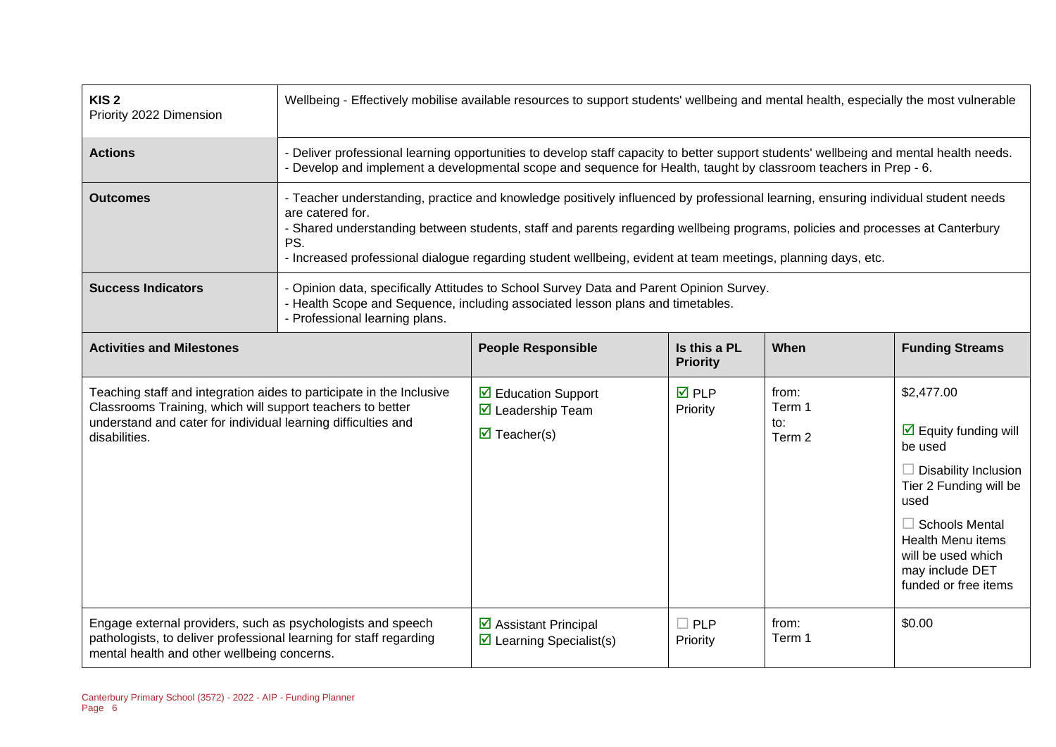| KIS 2<br>Priority 2022 Dimension | Wellbeing - Effectively mobilise available resources to support students' wellbeing and mental health, especially the most vulnerable | | | |
|---|---|---|---|---|
| **Actions** | - Deliver professional learning opportunities to develop staff capacity to better support students' wellbeing and mental health needs.<br>- Develop and implement a developmental scope and sequence for Health, taught by classroom teachers in Prep - 6. | | | |
| **Outcomes** | - Teacher understanding, practice and knowledge positively influenced by professional learning, ensuring individual student needs are catered for.<br>- Shared understanding between students, staff and parents regarding wellbeing programs, policies and processes at Canterbury PS.<br>- Increased professional dialogue regarding student wellbeing, evident at team meetings, planning days, etc. | | | |
| **Success Indicators** | - Opinion data, specifically Attitudes to School Survey Data and Parent Opinion Survey.<br>- Health Scope and Sequence, including associated lesson plans and timetables.<br>- Professional learning plans. | | | |

| Activities and Milestones | People Responsible | Is this a PL Priority | When | Funding Streams |
|---|---|---|---|---|
| Teaching staff and integration aides to participate in the Inclusive Classrooms Training, which will support teachers to better understand and cater for individual learning difficulties and disabilities. | ☑ Education Support<br>☑ Leadership Team<br>☑ Teacher(s) | ☑ PLP Priority | from:<br>Term 1<br>to:<br>Term 2 | $2,477.00<br>☑ Equity funding will be used<br>☐ Disability Inclusion Tier 2 Funding will be used<br>☐ Schools Mental Health Menu items will be used which may include DET funded or free items |
| Engage external providers, such as psychologists and speech pathologists, to deliver professional learning for staff regarding mental health and other wellbeing concerns. | ☑ Assistant Principal<br>☑ Learning Specialist(s) | ☐ PLP Priority | from:<br>Term 1 | $0.00 |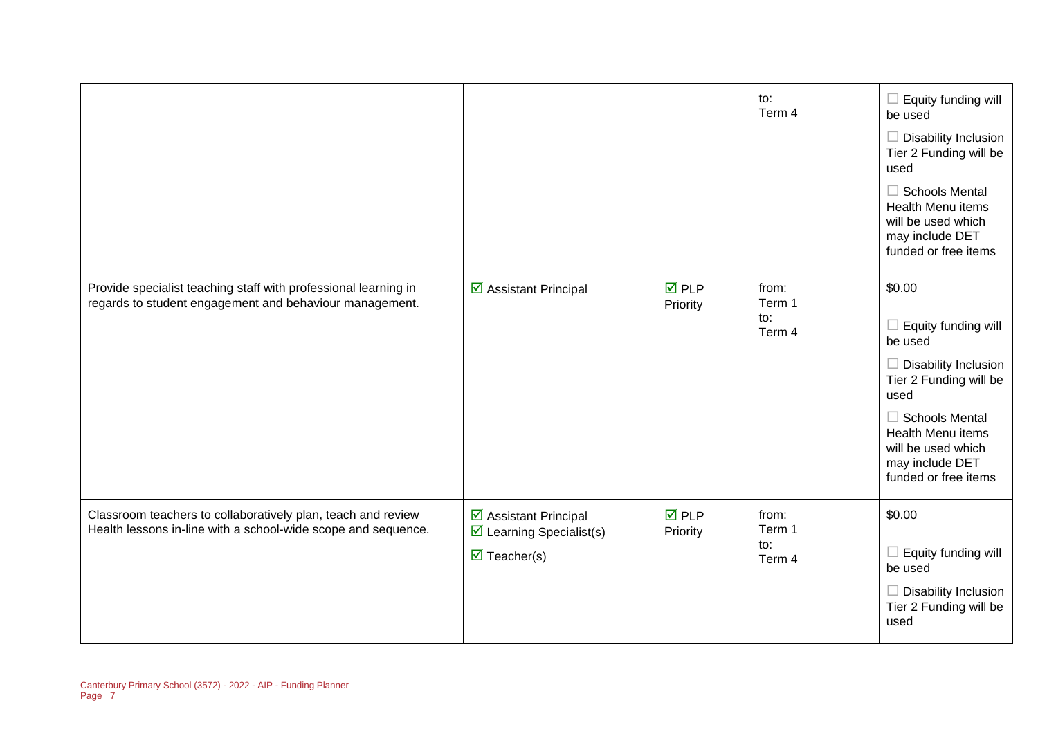| | | | | |
|---|---|---|---|---|
| | | | to:<br>Term 4 | ☐ Equity funding will be used<br>☐ Disability Inclusion Tier 2 Funding will be used<br>☐ Schools Mental Health Menu items will be used which may include DET funded or free items |
| Provide specialist teaching staff with professional learning in regards to student engagement and behaviour management. | ☑ Assistant Principal | ☑ PLP Priority | from:<br>Term 1<br>to:<br>Term 4 | $0.00<br>☐ Equity funding will be used<br>☐ Disability Inclusion Tier 2 Funding will be used<br>☐ Schools Mental Health Menu items will be used which may include DET funded or free items |
| Classroom teachers to collaboratively plan, teach and review Health lessons in-line with a school-wide scope and sequence. | ☑ Assistant Principal<br>☑ Learning Specialist(s)<br>☑ Teacher(s) | ☑ PLP Priority | from:<br>Term 1<br>to:<br>Term 4 | $0.00<br>☐ Equity funding will be used<br>☐ Disability Inclusion Tier 2 Funding will be used |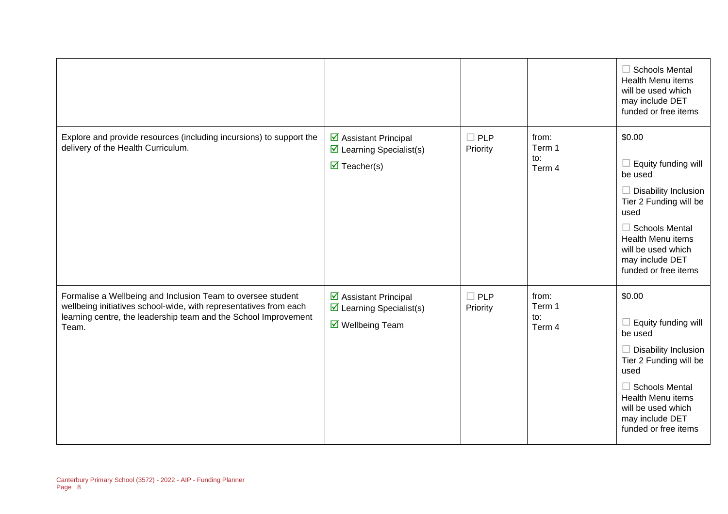| | | | | |
|---|---|---|---|---|
| | | | | ☐ Schools Mental Health Menu items will be used which may include DET funded or free items |
| Explore and provide resources (including incursions) to support the delivery of the Health Curriculum. | ☑ Assistant Principal<br>☑ Learning Specialist(s)<br>☑ Teacher(s) | ☐ PLP Priority | from: Term 1<br>to: Term 4 | $0.00<br><br>☐ Equity funding will be used<br><br>☐ Disability Inclusion Tier 2 Funding will be used<br><br>☐ Schools Mental Health Menu items will be used which may include DET funded or free items |
| Formalise a Wellbeing and Inclusion Team to oversee student wellbeing initiatives school-wide, with representatives from each learning centre, the leadership team and the School Improvement Team. | ☑ Assistant Principal<br>☑ Learning Specialist(s)<br>☑ Wellbeing Team | ☐ PLP Priority | from: Term 1<br>to: Term 4 | $0.00<br><br>☐ Equity funding will be used<br><br>☐ Disability Inclusion Tier 2 Funding will be used<br><br>☐ Schools Mental Health Menu items will be used which may include DET funded or free items |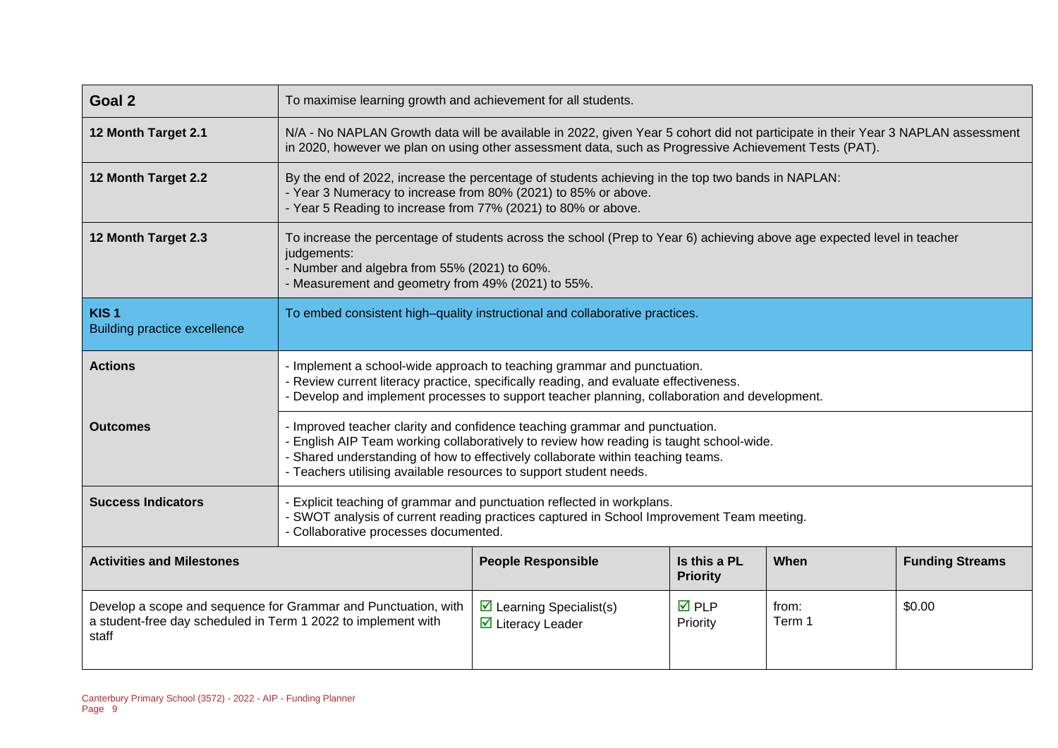| Goal 2 | To maximise learning growth and achievement for all students. | | | |
|---|---|---|---|---|
| **12 Month Target 2.1** | N/A - No NAPLAN Growth data will be available in 2022, given Year 5 cohort did not participate in their Year 3 NAPLAN assessment in 2020, however we plan on using other assessment data, such as Progressive Achievement Tests (PAT). | | | |
| **12 Month Target 2.2** | By the end of 2022, increase the percentage of students achieving in the top two bands in NAPLAN:<br>- Year 3 Numeracy to increase from 80% (2021) to 85% or above.<br>- Year 5 Reading to increase from 77% (2021) to 80% or above. | | | |
| **12 Month Target 2.3** | To increase the percentage of students across the school (Prep to Year 6) achieving above age expected level in teacher judgements:<br>- Number and algebra from 55% (2021) to 60%.<br>- Measurement and geometry from 49% (2021) to 55%. | | | |
| **KIS 1**<br>Building practice excellence | To embed consistent high–quality instructional and collaborative practices. | | | |
| **Actions** | - Implement a school-wide approach to teaching grammar and punctuation.<br>- Review current literacy practice, specifically reading, and evaluate effectiveness.<br>- Develop and implement processes to support teacher planning, collaboration and development. | | | |
| **Outcomes** | - Improved teacher clarity and confidence teaching grammar and punctuation.<br>- English AIP Team working collaboratively to review how reading is taught school-wide.<br>- Shared understanding of how to effectively collaborate within teaching teams.<br>- Teachers utilising available resources to support student needs. | | | |
| **Success Indicators** | - Explicit teaching of grammar and punctuation reflected in workplans.<br>- SWOT analysis of current reading practices captured in School Improvement Team meeting.<br>- Collaborative processes documented. | | | |

| Activities and Milestones | People Responsible | Is this a PL Priority | When | Funding Streams |
|---|---|---|---|---|
| Develop a scope and sequence for Grammar and Punctuation, with a student-free day scheduled in Term 1 2022 to implement with staff | ☑ Learning Specialist(s)<br>☑ Literacy Leader | ☑ PLP Priority | from:<br>Term 1 | $0.00 |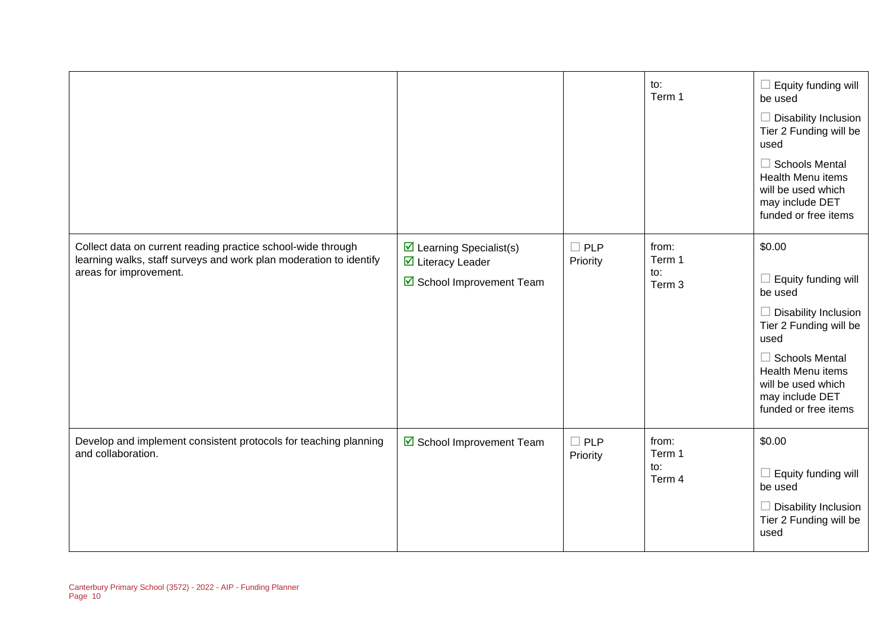| | | | | |
|---|---|---|---|---|
| | | | to:<br>Term 1 | ☐ Equity funding will be used<br>☐ Disability Inclusion Tier 2 Funding will be used<br>☐ Schools Mental Health Menu items will be used which may include DET funded or free items |
| Collect data on current reading practice school-wide through learning walks, staff surveys and work plan moderation to identify areas for improvement. | ☑ Learning Specialist(s)<br>☑ Literacy Leader<br>☑ School Improvement Team | ☐ PLP Priority | from:<br>Term 1<br>to:<br>Term 3 | $0.00<br>☐ Equity funding will be used<br>☐ Disability Inclusion Tier 2 Funding will be used<br>☐ Schools Mental Health Menu items will be used which may include DET funded or free items |
| Develop and implement consistent protocols for teaching planning and collaboration. | ☑ School Improvement Team | ☐ PLP Priority | from:<br>Term 1<br>to:<br>Term 4 | $0.00<br>☐ Equity funding will be used<br>☐ Disability Inclusion Tier 2 Funding will be used |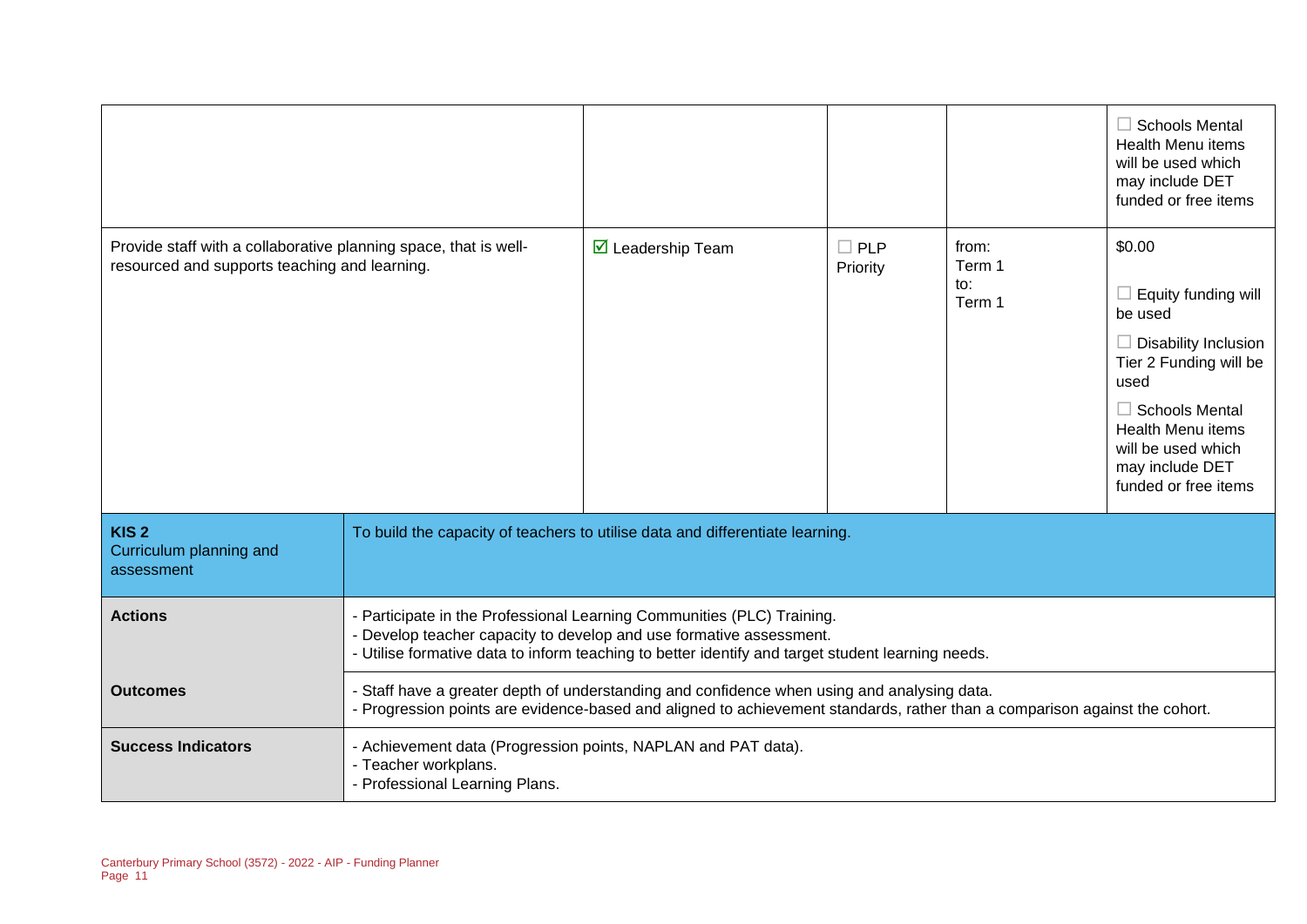| | | | | |
|---|---|---|---|---|
| | | | | ☐ Schools Mental Health Menu items will be used which may include DET funded or free items |
| Provide staff with a collaborative planning space, that is well-resourced and supports teaching and learning. | ☑ Leadership Team | ☐ PLP Priority | from: Term 1 to: Term 1 | $0.00<br><br>☐ Equity funding will be used<br><br>☐ Disability Inclusion Tier 2 Funding will be used<br><br>☐ Schools Mental Health Menu items will be used which may include DET funded or free items |

| | |
|---|---|
| **KIS 2**<br>Curriculum planning and assessment | To build the capacity of teachers to utilise data and differentiate learning. |
| **Actions** | - Participate in the Professional Learning Communities (PLC) Training.<br>- Develop teacher capacity to develop and use formative assessment.<br>- Utilise formative data to inform teaching to better identify and target student learning needs. |
| **Outcomes** | - Staff have a greater depth of understanding and confidence when using and analysing data.<br>- Progression points are evidence-based and aligned to achievement standards, rather than a comparison against the cohort. |
| **Success Indicators** | - Achievement data (Progression points, NAPLAN and PAT data).<br>- Teacher workplans.<br>- Professional Learning Plans. |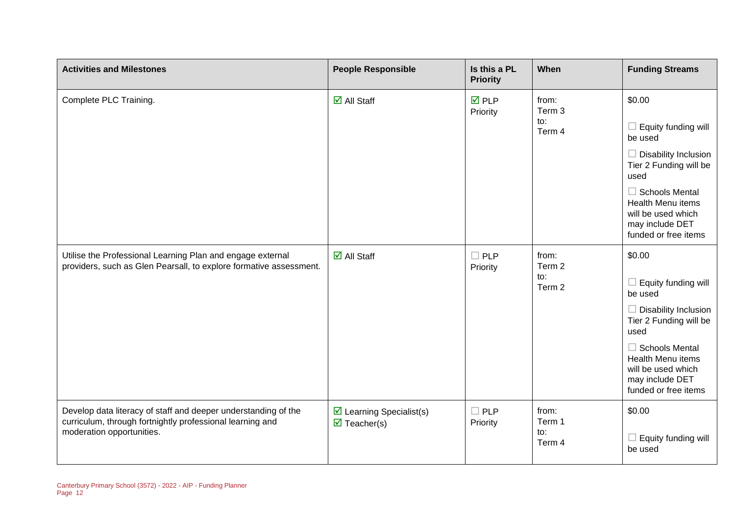| Activities and Milestones | People Responsible | Is this a PL Priority | When | Funding Streams |
|---|---|---|---|---|
| Complete PLC Training. | ☑ All Staff | ☑ PLP Priority | from: Term 3 to: Term 4 | $0.00 ☐ Equity funding will be used ☐ Disability Inclusion Tier 2 Funding will be used ☐ Schools Mental Health Menu items will be used which may include DET funded or free items |
| Utilise the Professional Learning Plan and engage external providers, such as Glen Pearsall, to explore formative assessment. | ☑ All Staff | ☐ PLP Priority | from: Term 2 to: Term 2 | $0.00 ☐ Equity funding will be used ☐ Disability Inclusion Tier 2 Funding will be used ☐ Schools Mental Health Menu items will be used which may include DET funded or free items |
| Develop data literacy of staff and deeper understanding of the curriculum, through fortnightly professional learning and moderation opportunities. | ☑ Learning Specialist(s) ☑ Teacher(s) | ☐ PLP Priority | from: Term 1 to: Term 4 | $0.00 ☐ Equity funding will be used |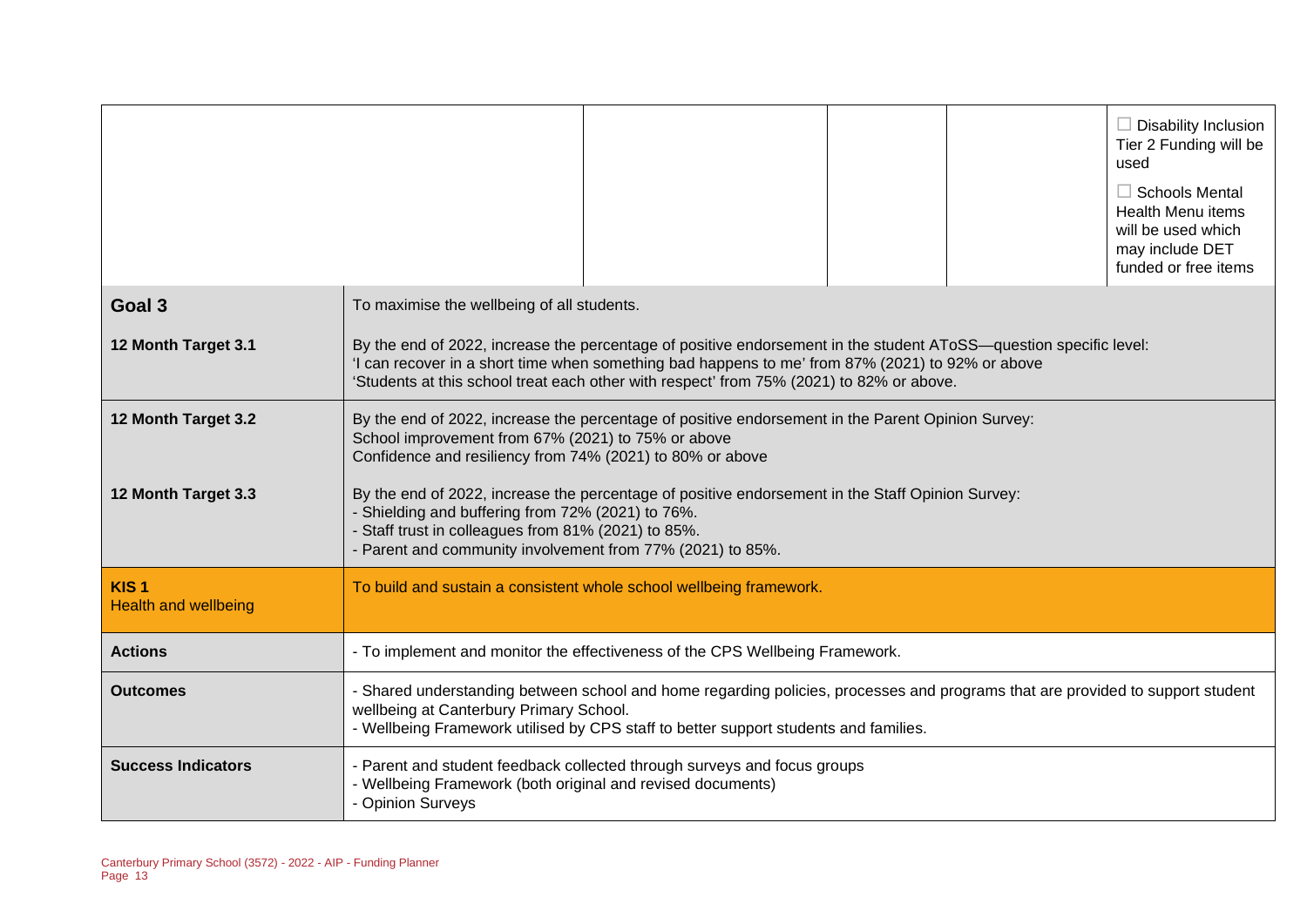| | | | | |
|---|---|---|---|---|
| | | | | ☐ Disability Inclusion Tier 2 Funding will be used<br><br>☐ Schools Mental Health Menu items will be used which may include DET funded or free items |

| | |
|---|---|
| **Goal 3** | To maximise the wellbeing of all students. |
| **12 Month Target 3.1** | By the end of 2022, increase the percentage of positive endorsement in the student AToSS—question specific level:<br>'I can recover in a short time when something bad happens to me' from 87% (2021) to 92% or above<br>'Students at this school treat each other with respect' from 75% (2021) to 82% or above. |
| **12 Month Target 3.2** | By the end of 2022, increase the percentage of positive endorsement in the Parent Opinion Survey:<br>School improvement from 67% (2021) to 75% or above<br>Confidence and resiliency from 74% (2021) to 80% or above |
| **12 Month Target 3.3** | By the end of 2022, increase the percentage of positive endorsement in the Staff Opinion Survey:<br>- Shielding and buffering from 72% (2021) to 76%.<br>- Staff trust in colleagues from 81% (2021) to 85%.<br>- Parent and community involvement from 77% (2021) to 85%. |
| **KIS 1**<br>Health and wellbeing | To build and sustain a consistent whole school wellbeing framework. |
| **Actions** | - To implement and monitor the effectiveness of the CPS Wellbeing Framework. |
| **Outcomes** | - Shared understanding between school and home regarding policies, processes and programs that are provided to support student wellbeing at Canterbury Primary School.<br>- Wellbeing Framework utilised by CPS staff to better support students and families. |
| **Success Indicators** | - Parent and student feedback collected through surveys and focus groups<br>- Wellbeing Framework (both original and revised documents)<br>- Opinion Surveys |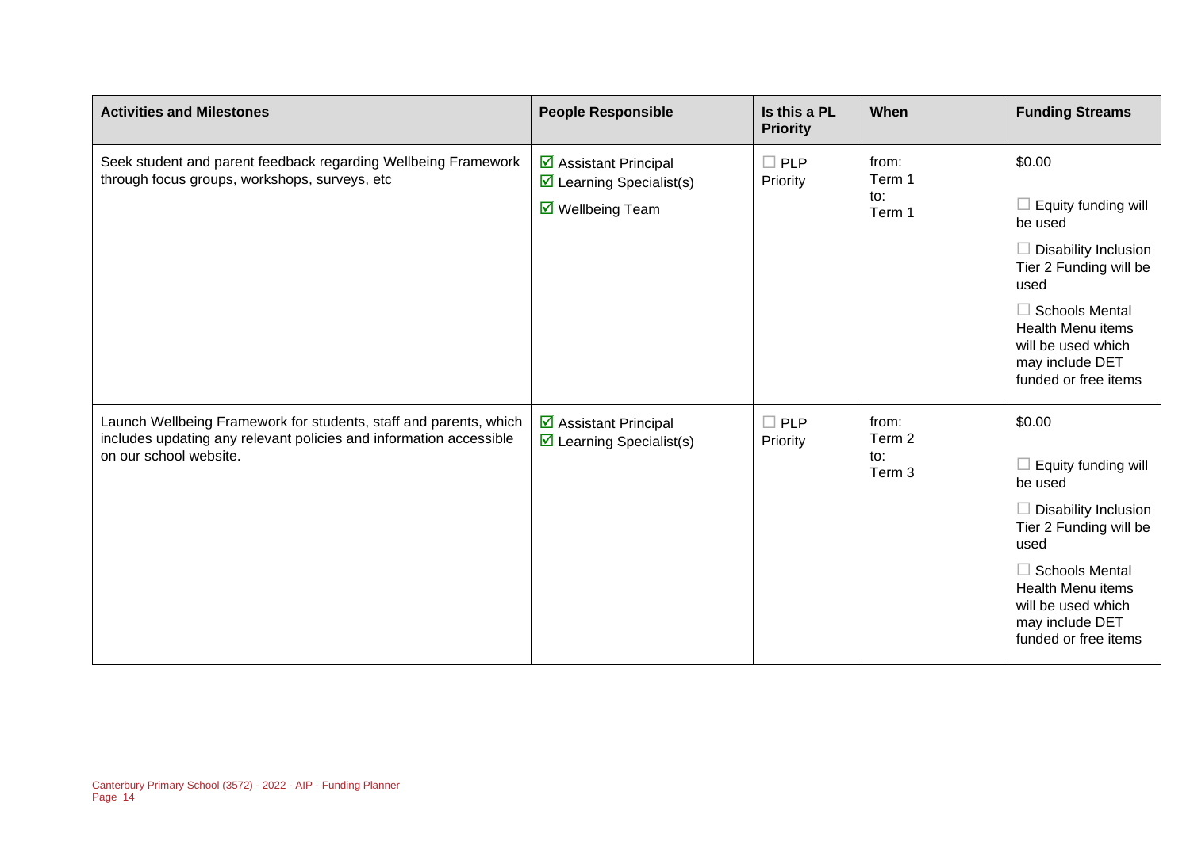| Activities and Milestones | People Responsible | Is this a PL Priority | When | Funding Streams |
|---|---|---|---|---|
| Seek student and parent feedback regarding Wellbeing Framework through focus groups, workshops, surveys, etc | ☑ Assistant Principal<br>☑ Learning Specialist(s)<br>☑ Wellbeing Team | ☐ PLP Priority | from: Term 1<br>to: Term 1 | $0.00<br>☐ Equity funding will be used<br>☐ Disability Inclusion Tier 2 Funding will be used<br>☐ Schools Mental Health Menu items will be used which may include DET funded or free items |
| Launch Wellbeing Framework for students, staff and parents, which includes updating any relevant policies and information accessible on our school website. | ☑ Assistant Principal<br>☑ Learning Specialist(s) | ☐ PLP Priority | from: Term 2<br>to: Term 3 | $0.00<br>☐ Equity funding will be used<br>☐ Disability Inclusion Tier 2 Funding will be used<br>☐ Schools Mental Health Menu items will be used which may include DET funded or free items |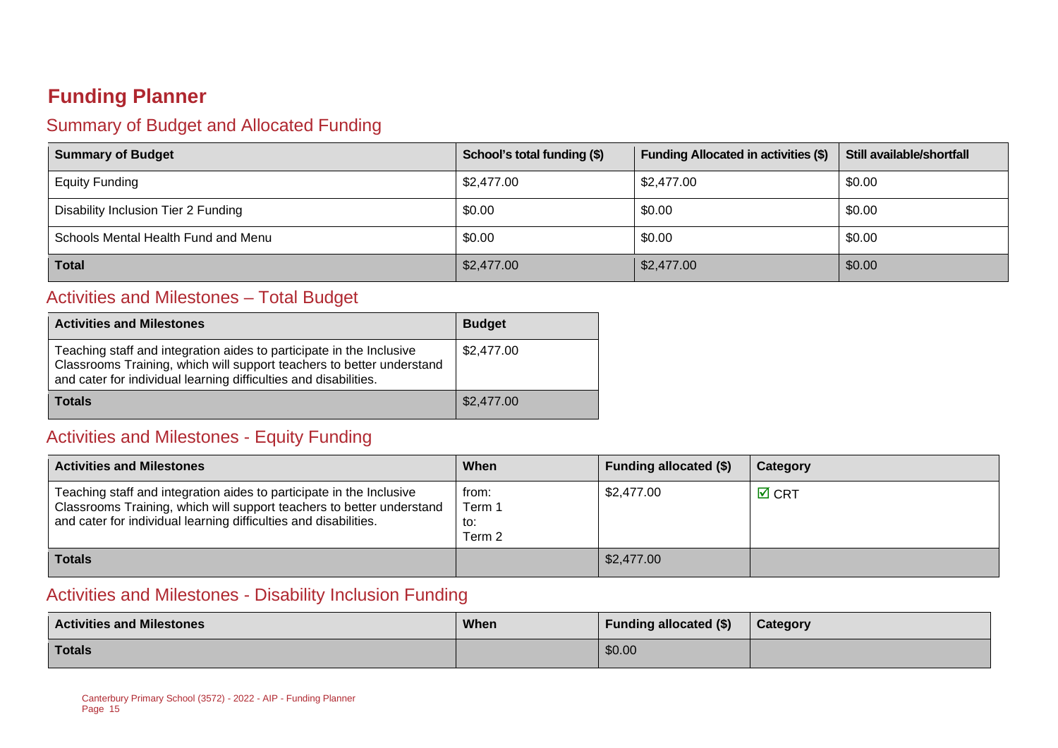# Funding Planner

## Summary of Budget and Allocated Funding

| Summary of Budget | School's total funding ($) | Funding Allocated in activities ($) | Still available/shortfall |
|---|---|---|---|
| Equity Funding | $2,477.00 | $2,477.00 | $0.00 |
| Disability Inclusion Tier 2 Funding | $0.00 | $0.00 | $0.00 |
| Schools Mental Health Fund and Menu | $0.00 | $0.00 | $0.00 |
| **Total** | $2,477.00 | $2,477.00 | $0.00 |

## Activities and Milestones – Total Budget

| Activities and Milestones | Budget |
|---|---|
| Teaching staff and integration aides to participate in the Inclusive Classrooms Training, which will support teachers to better understand and cater for individual learning difficulties and disabilities. | $2,477.00 |
| **Totals** | $2,477.00 |

## Activities and Milestones - Equity Funding

| Activities and Milestones | When | Funding allocated ($) | Category |
|---|---|---|---|
| Teaching staff and integration aides to participate in the Inclusive Classrooms Training, which will support teachers to better understand and cater for individual learning difficulties and disabilities. | from: Term 1 to: Term 2 | $2,477.00 | ☑ CRT |
| **Totals** | | $2,477.00 | |

## Activities and Milestones - Disability Inclusion Funding

| Activities and Milestones | When | Funding allocated ($) | Category |
|---|---|---|---|
| **Totals** | | $0.00 | |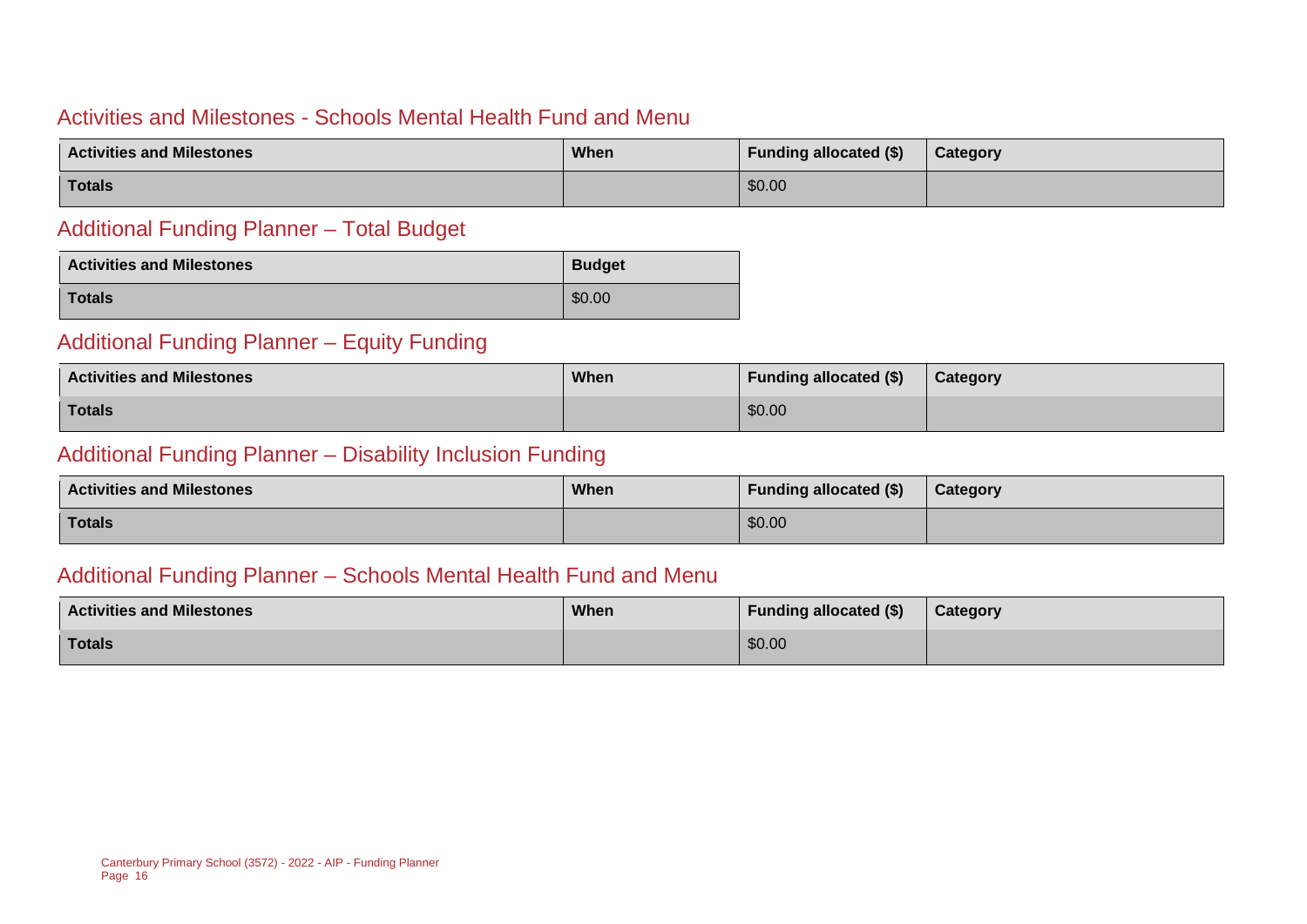## Activities and Milestones - Schools Mental Health Fund and Menu

| Activities and Milestones | When | Funding allocated ($) | Category |
| --- | --- | --- | --- |
| **Totals** | | $0.00 | |

## Additional Funding Planner – Total Budget

| Activities and Milestones | Budget |
| --- | --- |
| **Totals** | $0.00 |

## Additional Funding Planner – Equity Funding

| Activities and Milestones | When | Funding allocated ($) | Category |
| --- | --- | --- | --- |
| **Totals** | | $0.00 | |

## Additional Funding Planner – Disability Inclusion Funding

| Activities and Milestones | When | Funding allocated ($) | Category |
| --- | --- | --- | --- |
| **Totals** | | $0.00 | |

## Additional Funding Planner – Schools Mental Health Fund and Menu

| Activities and Milestones | When | Funding allocated ($) | Category |
| --- | --- | --- | --- |
| **Totals** | | $0.00 | |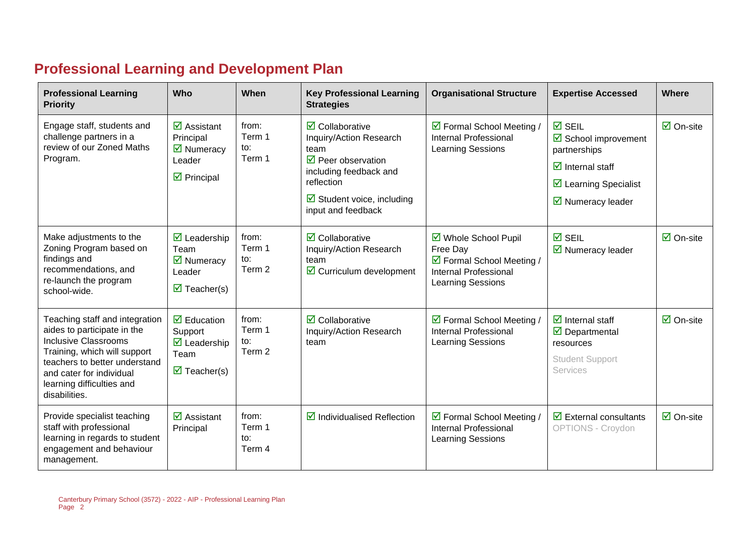## Professional Learning and Development Plan

| Professional Learning Priority | Who | When | Key Professional Learning Strategies | Organisational Structure | Expertise Accessed | Where |
|---|---|---|---|---|---|---|
| Engage staff, students and challenge partners in a review of our Zoned Maths Program. | ☑ Assistant Principal<br>☑ Numeracy Leader<br>☑ Principal | from: Term 1<br>to: Term 1 | ☑ Collaborative Inquiry/Action Research team<br>☑ Peer observation including feedback and reflection<br>☑ Student voice, including input and feedback | ☑ Formal School Meeting / Internal Professional Learning Sessions | ☑ SEIL<br>☑ School improvement partnerships<br>☑ Internal staff<br>☑ Learning Specialist<br>☑ Numeracy leader | ☑ On-site |
| Make adjustments to the Zoning Program based on findings and recommendations, and re-launch the program school-wide. | ☑ Leadership Team<br>☑ Numeracy Leader<br>☑ Teacher(s) | from: Term 1<br>to: Term 2 | ☑ Collaborative Inquiry/Action Research team<br>☑ Curriculum development | ☑ Whole School Pupil Free Day<br>☑ Formal School Meeting / Internal Professional Learning Sessions | ☑ SEIL<br>☑ Numeracy leader | ☑ On-site |
| Teaching staff and integration aides to participate in the Inclusive Classrooms Training, which will support teachers to better understand and cater for individual learning difficulties and disabilities. | ☑ Education Support<br>☑ Leadership Team<br>☑ Teacher(s) | from: Term 1<br>to: Term 2 | ☑ Collaborative Inquiry/Action Research team | ☑ Formal School Meeting / Internal Professional Learning Sessions | ☑ Internal staff<br>☑ Departmental resources<br>Student Support Services | ☑ On-site |
| Provide specialist teaching staff with professional learning in regards to student engagement and behaviour management. | ☑ Assistant Principal | from: Term 1<br>to: Term 4 | ☑ Individualised Reflection | ☑ Formal School Meeting / Internal Professional Learning Sessions | ☑ External consultants<br>OPTIONS - Croydon | ☑ On-site |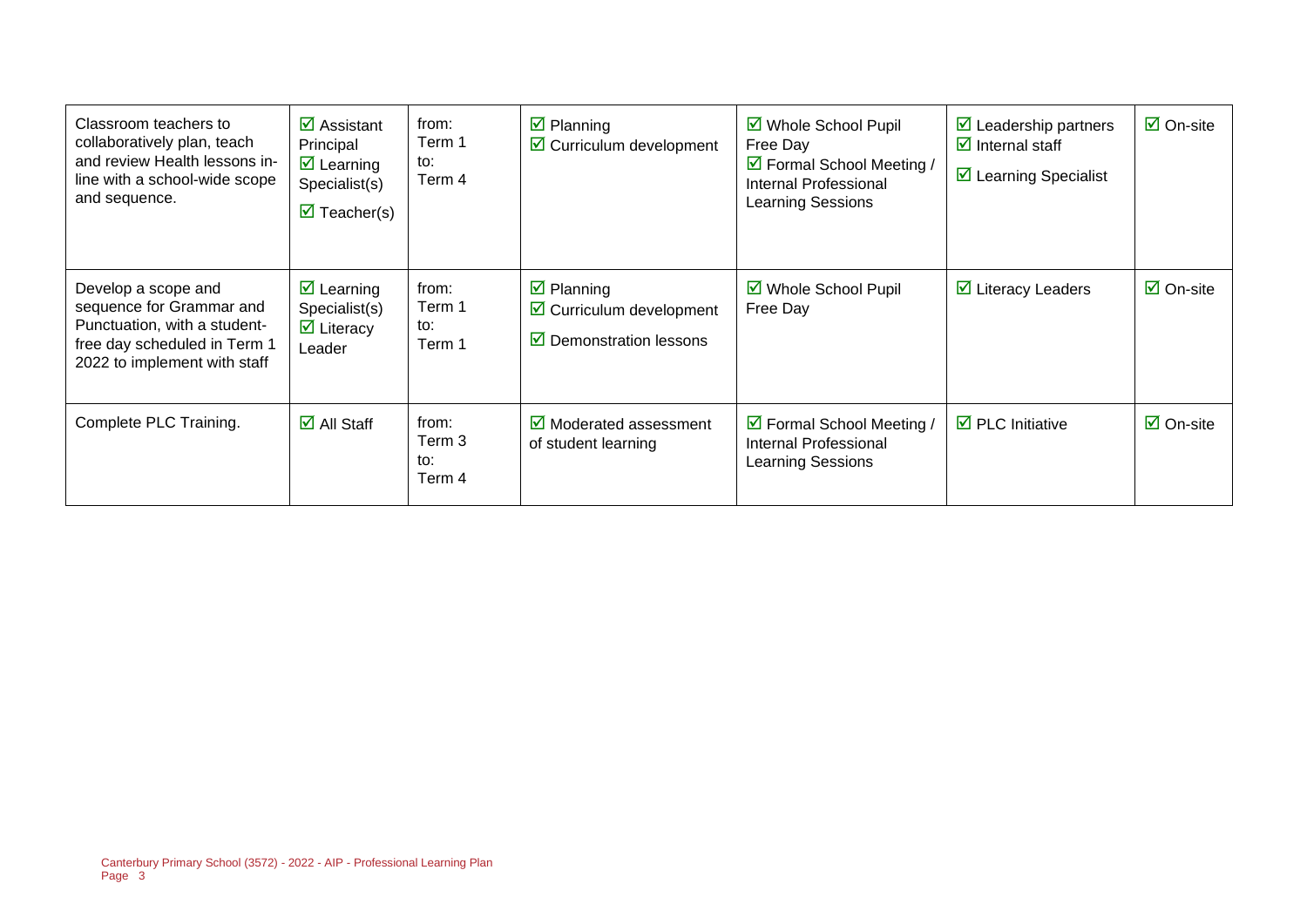| | | | | | | |
|---|---|---|---|---|---|---|
| Classroom teachers to collaboratively plan, teach and review Health lessons in-line with a school-wide scope and sequence. | ☑ Assistant Principal<br>☑ Learning Specialist(s)<br>☑ Teacher(s) | from:<br>Term 1<br>to:<br>Term 4 | ☑ Planning<br>☑ Curriculum development | ☑ Whole School Pupil Free Day<br>☑ Formal School Meeting / Internal Professional Learning Sessions | ☑ Leadership partners<br>☑ Internal staff<br>☑ Learning Specialist | ☑ On-site |
| Develop a scope and sequence for Grammar and Punctuation, with a student-free day scheduled in Term 1 2022 to implement with staff | ☑ Learning Specialist(s)<br>☑ Literacy Leader | from:<br>Term 1<br>to:<br>Term 1 | ☑ Planning<br>☑ Curriculum development<br>☑ Demonstration lessons | ☑ Whole School Pupil Free Day | ☑ Literacy Leaders | ☑ On-site |
| Complete PLC Training. | ☑ All Staff | from:<br>Term 3<br>to:<br>Term 4 | ☑ Moderated assessment of student learning | ☑ Formal School Meeting / Internal Professional Learning Sessions | ☑ PLC Initiative | ☑ On-site |